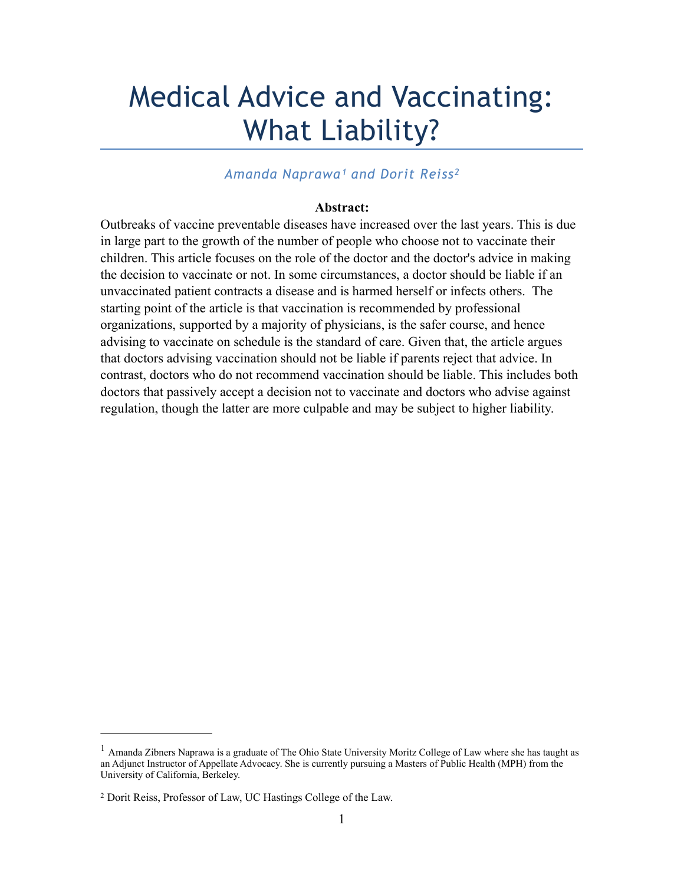# Medical Advice and Vaccinating: What Liability?

*Amanda Naprawa[1] and Dorit Reiss[2]*

**Abstract:**

Outbreaks of vaccine preventable diseases have increased over the last years. This is due in large part to the growth of the number of people who choose not to vaccinate their children. This article focuses on the role of the doctor and the doctor's advice in making the decision to vaccinate or not. In some circumstances, a doctor should be liable if an unvaccinated patient contracts a disease and is harmed herself or infects others. The starting point of the article is that vaccination is recommended by professional organizations, supported by a majority of physicians, is the safer course, and hence advising to vaccinate on schedule is the standard of care. Given that, the article argues that doctors advising vaccination should not be liable if parents reject that advice. In contrast, doctors who do not recommend vaccination should be liable. This includes both doctors that passively accept a decision not to vaccinate and doctors who advise against regulation, though the latter are more culpable and may be subject to higher liability.

---

[1] Amanda Zibners Naprawa is a graduate of The Ohio State University Moritz College of Law where she has taught as an Adjunct Instructor of Appellate Advocacy. She is currently pursuing a Masters of Public Health (MPH) from the University of California, Berkeley.

[2] Dorit Reiss, Professor of Law, UC Hastings College of the Law.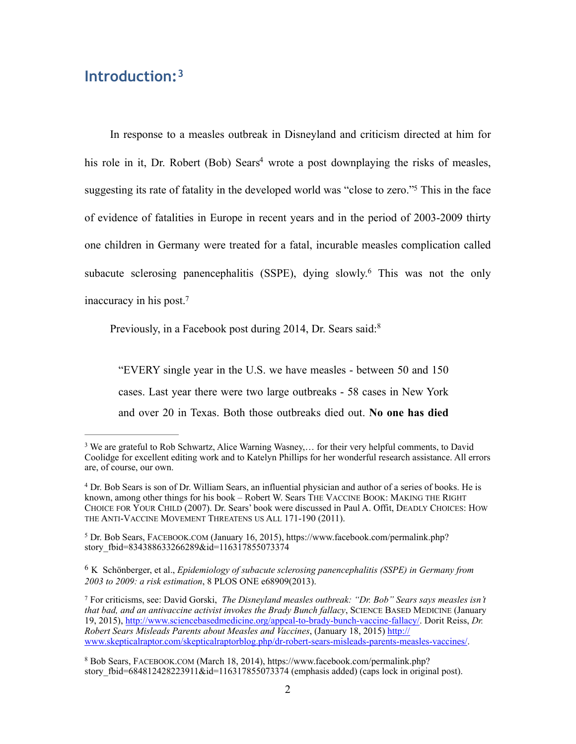## Introduction:[3]

In response to a measles outbreak in Disneyland and criticism directed at him for his role in it, Dr. Robert (Bob) Sears[4] wrote a post downplaying the risks of measles, suggesting its rate of fatality in the developed world was "close to zero."[5] This in the face of evidence of fatalities in Europe in recent years and in the period of 2003-2009 thirty one children in Germany were treated for a fatal, incurable measles complication called subacute sclerosing panencephalitis (SSPE), dying slowly.[6] This was not the only inaccuracy in his post.[7]

Previously, in a Facebook post during 2014, Dr. Sears said:[8]

> "EVERY single year in the U.S. we have measles - between 50 and 150 cases. Last year there were two large outbreaks - 58 cases in New York and over 20 in Texas. Both those outbreaks died out. **No one has died**

---

[3] We are grateful to Rob Schwartz, Alice Warning Wasney,… for their very helpful comments, to David Coolidge for excellent editing work and to Katelyn Phillips for her wonderful research assistance. All errors are, of course, our own.

[4] Dr. Bob Sears is son of Dr. William Sears, an influential physician and author of a series of books. He is known, among other things for his book – Robert W. Sears THE VACCINE BOOK: MAKING THE RIGHT CHOICE FOR YOUR CHILD (2007). Dr. Sears' book were discussed in Paul A. Offit, DEADLY CHOICES: HOW THE ANTI-VACCINE MOVEMENT THREATENS US ALL 171-190 (2011).

[5] Dr. Bob Sears, FACEBOOK.COM (January 16, 2015), https://www.facebook.com/permalink.php?story_fbid=834388633266289&id=116317855073374

[6] K Schönberger, et al., *Epidemiology of subacute sclerosing panencephalitis (SSPE) in Germany from 2003 to 2009: a risk estimation*, 8 PLOS ONE e68909(2013).

[7] For criticisms, see: David Gorski, *The Disneyland measles outbreak: "Dr. Bob" Sears says measles isn't that bad, and an antivaccine activist invokes the Brady Bunch fallacy*, SCIENCE BASED MEDICINE (January 19, 2015), http://www.sciencebasedmedicine.org/appeal-to-brady-bunch-vaccine-fallacy/. Dorit Reiss, *Dr. Robert Sears Misleads Parents about Measles and Vaccines*, (January 18, 2015) http://www.skepticalraptor.com/skepticalraptorblog.php/dr-robert-sears-misleads-parents-measles-vaccines/.

[8] Bob Sears, FACEBOOK.COM (March 18, 2014), https://www.facebook.com/permalink.php?story_fbid=684812428223911&id=116317855073374 (emphasis added) (caps lock in original post).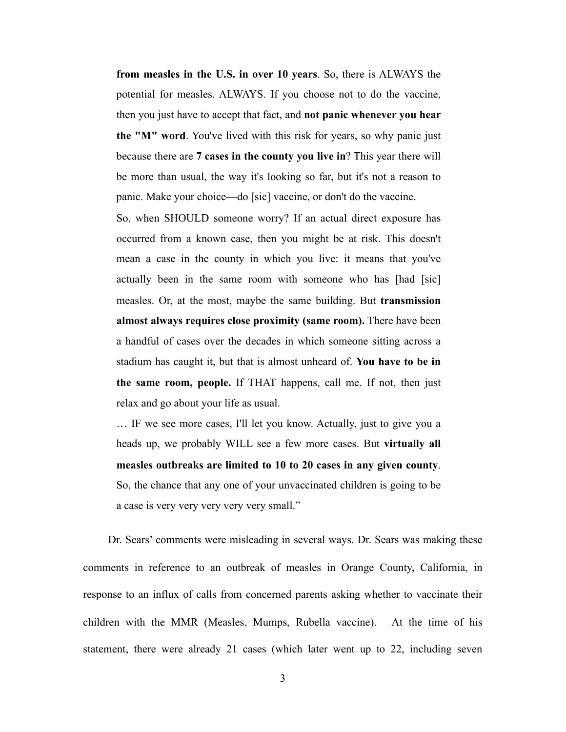**from measles in the U.S. in over 10 years**. So, there is ALWAYS the potential for measles. ALWAYS. If you choose not to do the vaccine, then you just have to accept that fact, and **not panic whenever you hear the "M" word**. You've lived with this risk for years, so why panic just because there are **7 cases in the county you live in**? This year there will be more than usual, the way it's looking so far, but it's not a reason to panic. Make your choice—do [sic] vaccine, or don't do the vaccine.

So, when SHOULD someone worry? If an actual direct exposure has occurred from a known case, then you might be at risk. This doesn't mean a case in the county in which you live: it means that you've actually been in the same room with someone who has [had [sic] measles. Or, at the most, maybe the same building. But **transmission almost always requires close proximity (same room).** There have been a handful of cases over the decades in which someone sitting across a stadium has caught it, but that is almost unheard of. **You have to be in the same room, people.** If THAT happens, call me. If not, then just relax and go about your life as usual.

… IF we see more cases, I'll let you know. Actually, just to give you a heads up, we probably WILL see a few more cases. But **virtually all measles outbreaks are limited to 10 to 20 cases in any given county**. So, the chance that any one of your unvaccinated children is going to be a case is very very very very very small."

Dr. Sears' comments were misleading in several ways. Dr. Sears was making these comments in reference to an outbreak of measles in Orange County, California, in response to an influx of calls from concerned parents asking whether to vaccinate their children with the MMR (Measles, Mumps, Rubella vaccine). At the time of his statement, there were already 21 cases (which later went up to 22, including seven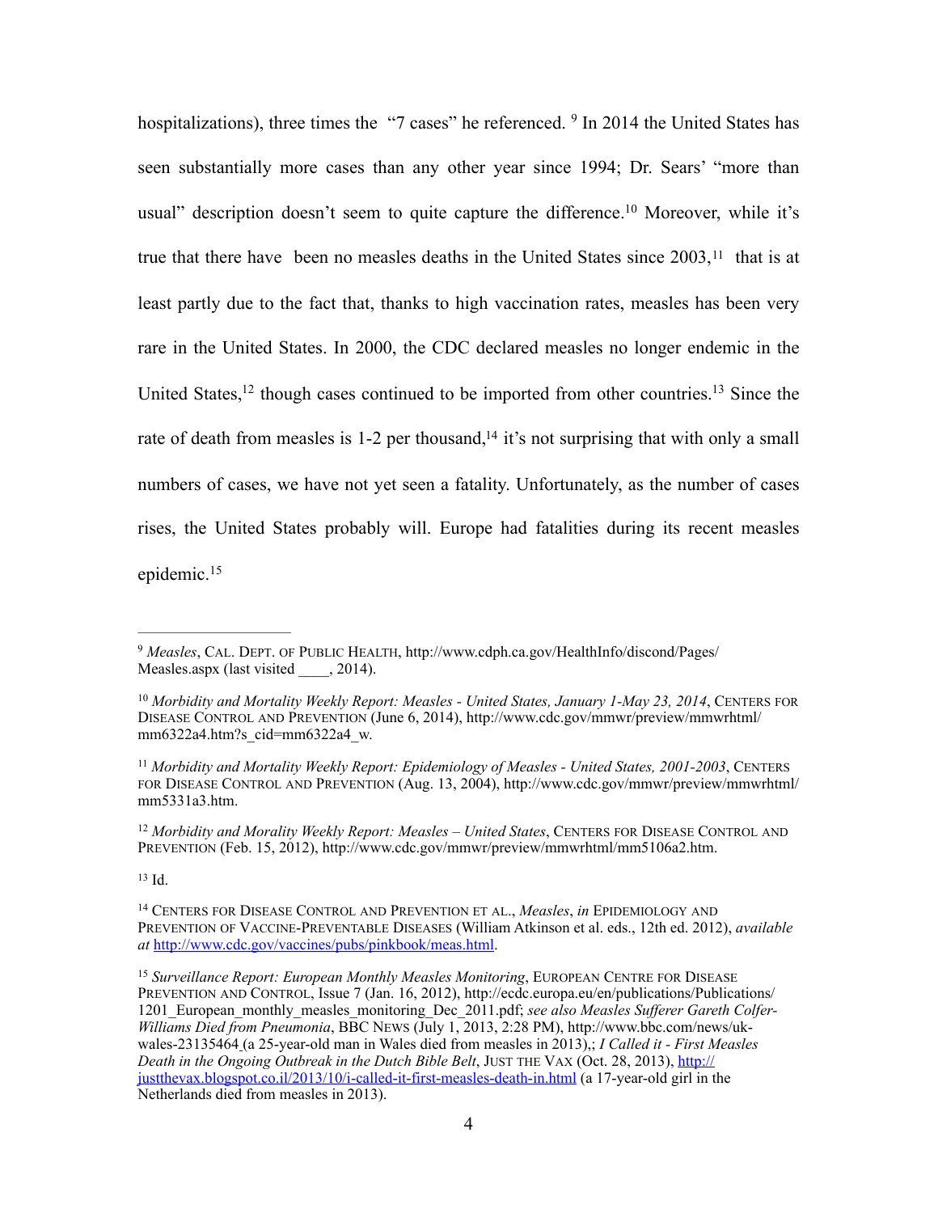hospitalizations), three times the "7 cases" he referenced. [9] In 2014 the United States has seen substantially more cases than any other year since 1994; Dr. Sears' "more than usual" description doesn't seem to quite capture the difference.[10] Moreover, while it's true that there have been no measles deaths in the United States since 2003,[11] that is at least partly due to the fact that, thanks to high vaccination rates, measles has been very rare in the United States. In 2000, the CDC declared measles no longer endemic in the United States,[12] though cases continued to be imported from other countries.[13] Since the rate of death from measles is 1-2 per thousand,[14] it's not surprising that with only a small numbers of cases, we have not yet seen a fatality. Unfortunately, as the number of cases rises, the United States probably will. Europe had fatalities during its recent measles epidemic.[15]

---

[9] *Measles*, CAL. DEPT. OF PUBLIC HEALTH, http://www.cdph.ca.gov/HealthInfo/discond/Pages/Measles.aspx (last visited ____, 2014).

[10] *Morbidity and Mortality Weekly Report: Measles - United States, January 1-May 23, 2014*, CENTERS FOR DISEASE CONTROL AND PREVENTION (June 6, 2014), http://www.cdc.gov/mmwr/preview/mmwrhtml/mm6322a4.htm?s_cid=mm6322a4_w.

[11] *Morbidity and Mortality Weekly Report: Epidemiology of Measles - United States, 2001-2003*, CENTERS FOR DISEASE CONTROL AND PREVENTION (Aug. 13, 2004), http://www.cdc.gov/mmwr/preview/mmwrhtml/mm5331a3.htm.

[12] *Morbidity and Morality Weekly Report: Measles – United States*, CENTERS FOR DISEASE CONTROL AND PREVENTION (Feb. 15, 2012), http://www.cdc.gov/mmwr/preview/mmwrhtml/mm5106a2.htm.

[13] Id.

[14] CENTERS FOR DISEASE CONTROL AND PREVENTION ET AL., *Measles*, *in* EPIDEMIOLOGY AND PREVENTION OF VACCINE-PREVENTABLE DISEASES (William Atkinson et al. eds., 12th ed. 2012), *available at* http://www.cdc.gov/vaccines/pubs/pinkbook/meas.html.

[15] *Surveillance Report: European Monthly Measles Monitoring*, EUROPEAN CENTRE FOR DISEASE PREVENTION AND CONTROL, Issue 7 (Jan. 16, 2012), http://ecdc.europa.eu/en/publications/Publications/1201_European_monthly_measles_monitoring_Dec_2011.pdf; *see also Measles Sufferer Gareth Colfer-Williams Died from Pneumonia*, BBC NEWS (July 1, 2013, 2:28 PM), http://www.bbc.com/news/uk-wales-23135464 (a 25-year-old man in Wales died from measles in 2013),; *I Called it - First Measles Death in the Ongoing Outbreak in the Dutch Bible Belt*, JUST THE VAX (Oct. 28, 2013), http://justthevax.blogspot.co.il/2013/10/i-called-it-first-measles-death-in.html (a 17-year-old girl in the Netherlands died from measles in 2013).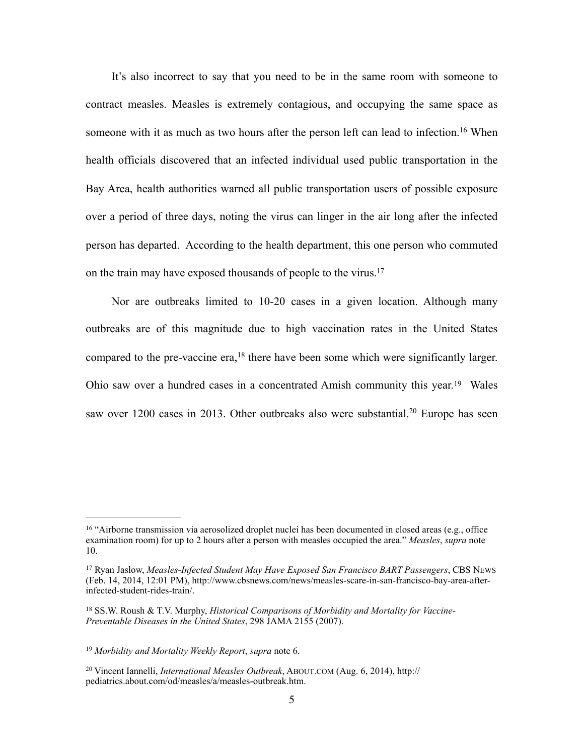It's also incorrect to say that you need to be in the same room with someone to contract measles. Measles is extremely contagious, and occupying the same space as someone with it as much as two hours after the person left can lead to infection.[16] When health officials discovered that an infected individual used public transportation in the Bay Area, health authorities warned all public transportation users of possible exposure over a period of three days, noting the virus can linger in the air long after the infected person has departed. According to the health department, this one person who commuted on the train may have exposed thousands of people to the virus.[17]

Nor are outbreaks limited to 10-20 cases in a given location. Although many outbreaks are of this magnitude due to high vaccination rates in the United States compared to the pre-vaccine era,[18] there have been some which were significantly larger. Ohio saw over a hundred cases in a concentrated Amish community this year.[19] Wales saw over 1200 cases in 2013. Other outbreaks also were substantial.[20] Europe has seen

---

[16] "Airborne transmission via aerosolized droplet nuclei has been documented in closed areas (e.g., office examination room) for up to 2 hours after a person with measles occupied the area." *Measles*, *supra* note 10.

[17] Ryan Jaslow, *Measles-Infected Student May Have Exposed San Francisco BART Passengers*, CBS NEWS (Feb. 14, 2014, 12:01 PM), http://www.cbsnews.com/news/measles-scare-in-san-francisco-bay-area-after-infected-student-rides-train/.

[18] SS.W. Roush & T.V. Murphy, *Historical Comparisons of Morbidity and Mortality for Vaccine-Preventable Diseases in the United States*, 298 JAMA 2155 (2007).

[19] *Morbidity and Mortality Weekly Report*, *supra* note 6.

[20] Vincent Iannelli, *International Measles Outbreak*, ABOUT.COM (Aug. 6, 2014), http://pediatrics.about.com/od/measles/a/measles-outbreak.htm.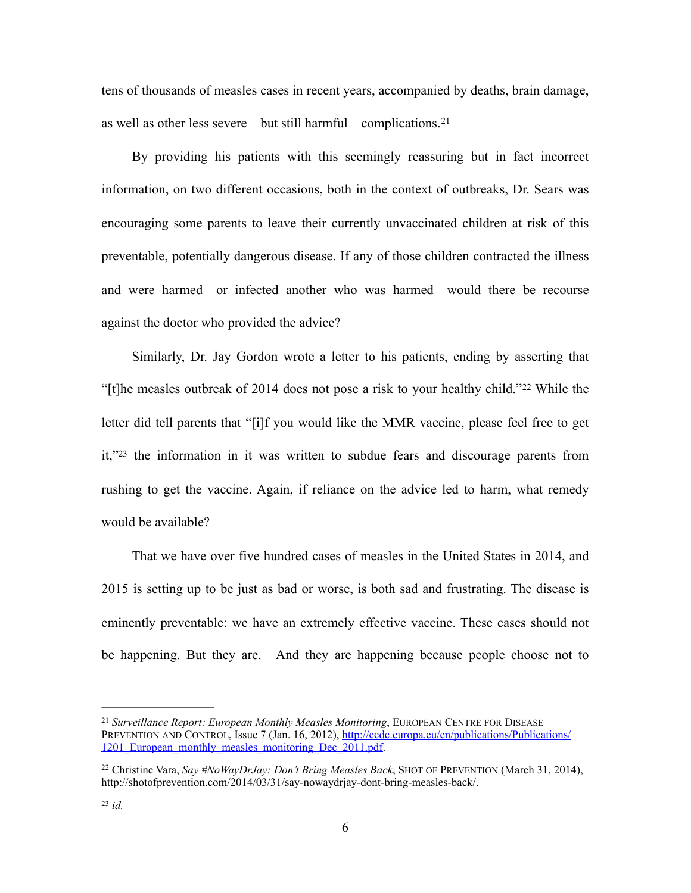tens of thousands of measles cases in recent years, accompanied by deaths, brain damage, as well as other less severe—but still harmful—complications.[21]

By providing his patients with this seemingly reassuring but in fact incorrect information, on two different occasions, both in the context of outbreaks, Dr. Sears was encouraging some parents to leave their currently unvaccinated children at risk of this preventable, potentially dangerous disease. If any of those children contracted the illness and were harmed—or infected another who was harmed—would there be recourse against the doctor who provided the advice?

Similarly, Dr. Jay Gordon wrote a letter to his patients, ending by asserting that "[t]he measles outbreak of 2014 does not pose a risk to your healthy child."[22] While the letter did tell parents that "[i]f you would like the MMR vaccine, please feel free to get it,"[23] the information in it was written to subdue fears and discourage parents from rushing to get the vaccine. Again, if reliance on the advice led to harm, what remedy would be available?

That we have over five hundred cases of measles in the United States in 2014, and 2015 is setting up to be just as bad or worse, is both sad and frustrating. The disease is eminently preventable: we have an extremely effective vaccine. These cases should not be happening. But they are. And they are happening because people choose not to

---

[21] *Surveillance Report: European Monthly Measles Monitoring*, EUROPEAN CENTRE FOR DISEASE PREVENTION AND CONTROL, Issue 7 (Jan. 16, 2012), http://ecdc.europa.eu/en/publications/Publications/1201_European_monthly_measles_monitoring_Dec_2011.pdf.

[22] Christine Vara, *Say #NoWayDrJay: Don't Bring Measles Back*, SHOT OF PREVENTION (March 31, 2014), http://shotofprevention.com/2014/03/31/say-nowaydrjay-dont-bring-measles-back/.

[23] *id.*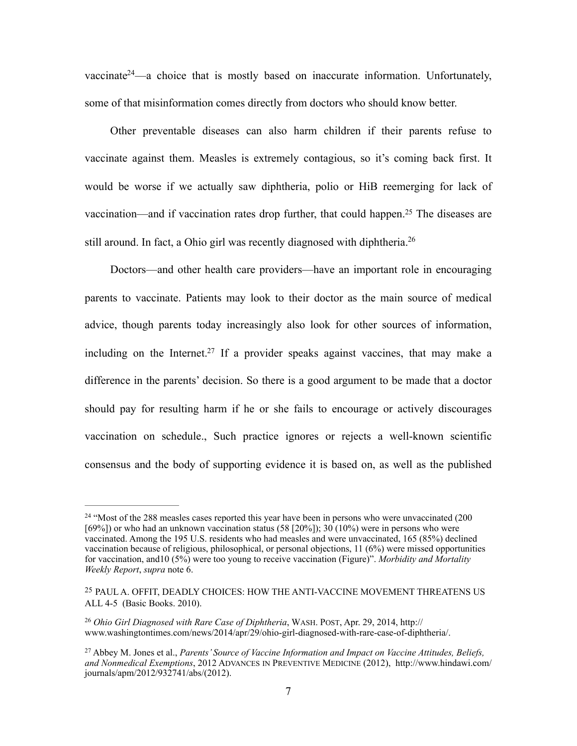vaccinate[24]—a choice that is mostly based on inaccurate information. Unfortunately, some of that misinformation comes directly from doctors who should know better.

Other preventable diseases can also harm children if their parents refuse to vaccinate against them. Measles is extremely contagious, so it's coming back first. It would be worse if we actually saw diphtheria, polio or HiB reemerging for lack of vaccination—and if vaccination rates drop further, that could happen.[25] The diseases are still around. In fact, a Ohio girl was recently diagnosed with diphtheria.[26]

Doctors—and other health care providers—have an important role in encouraging parents to vaccinate. Patients may look to their doctor as the main source of medical advice, though parents today increasingly also look for other sources of information, including on the Internet.[27] If a provider speaks against vaccines, that may make a difference in the parents' decision. So there is a good argument to be made that a doctor should pay for resulting harm if he or she fails to encourage or actively discourages vaccination on schedule., Such practice ignores or rejects a well-known scientific consensus and the body of supporting evidence it is based on, as well as the published

---

[24] "Most of the 288 measles cases reported this year have been in persons who were unvaccinated (200 [69%]) or who had an unknown vaccination status (58 [20%]); 30 (10%) were in persons who were vaccinated. Among the 195 U.S. residents who had measles and were unvaccinated, 165 (85%) declined vaccination because of religious, philosophical, or personal objections, 11 (6%) were missed opportunities for vaccination, and10 (5%) were too young to receive vaccination (Figure)". *Morbidity and Mortality Weekly Report*, *supra* note 6.

[25] PAUL A. OFFIT, DEADLY CHOICES: HOW THE ANTI-VACCINE MOVEMENT THREATENS US ALL 4-5 (Basic Books. 2010).

[26] *Ohio Girl Diagnosed with Rare Case of Diphtheria*, WASH. POST, Apr. 29, 2014, http://www.washingtontimes.com/news/2014/apr/29/ohio-girl-diagnosed-with-rare-case-of-diphtheria/.

[27] Abbey M. Jones et al., *Parents' Source of Vaccine Information and Impact on Vaccine Attitudes, Beliefs, and Nonmedical Exemptions*, 2012 ADVANCES IN PREVENTIVE MEDICINE (2012), http://www.hindawi.com/journals/apm/2012/932741/abs/(2012).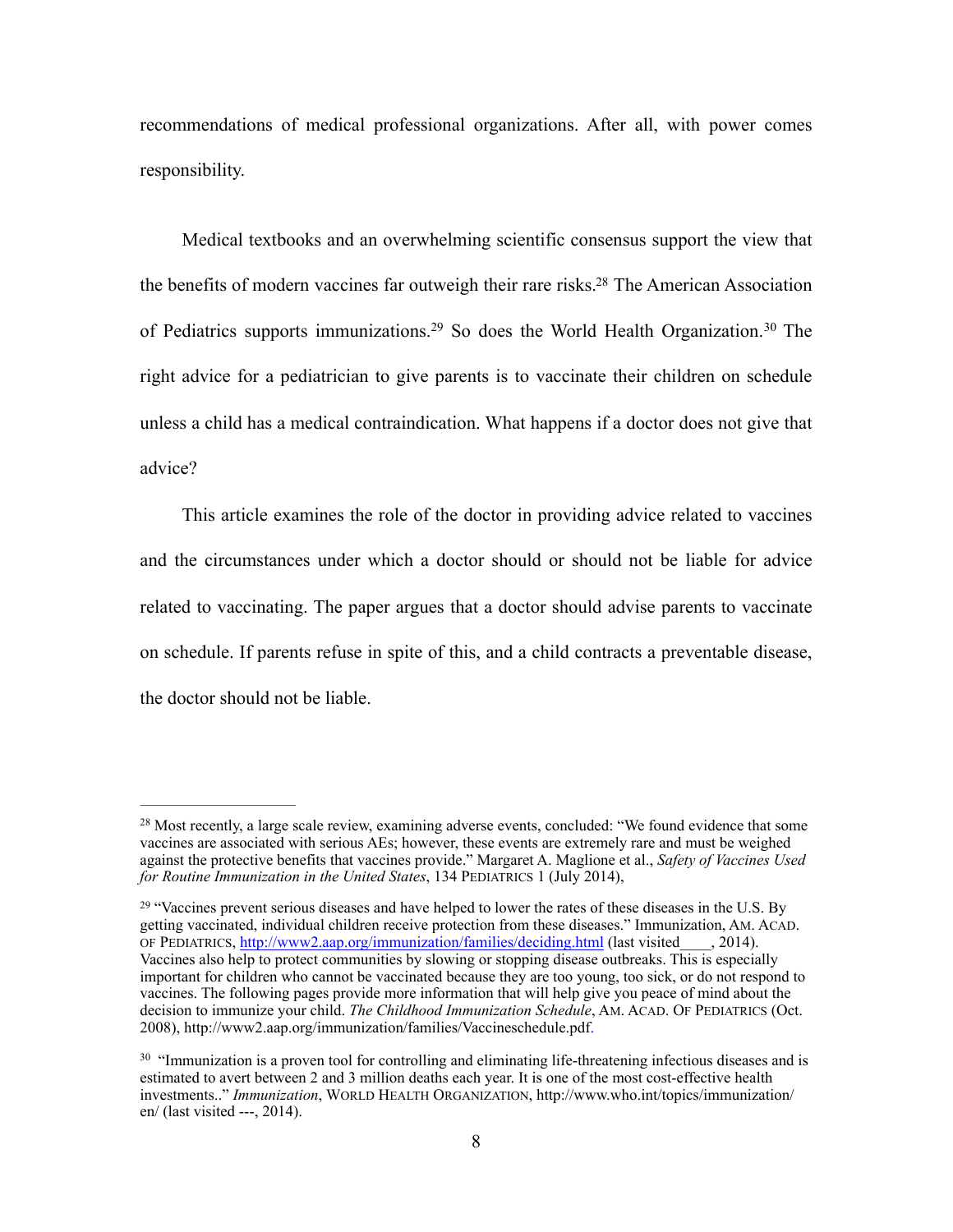recommendations of medical professional organizations. After all, with power comes responsibility.

Medical textbooks and an overwhelming scientific consensus support the view that the benefits of modern vaccines far outweigh their rare risks.[28] The American Association of Pediatrics supports immunizations.[29] So does the World Health Organization.[30] The right advice for a pediatrician to give parents is to vaccinate their children on schedule unless a child has a medical contraindication. What happens if a doctor does not give that advice?

This article examines the role of the doctor in providing advice related to vaccines and the circumstances under which a doctor should or should not be liable for advice related to vaccinating. The paper argues that a doctor should advise parents to vaccinate on schedule. If parents refuse in spite of this, and a child contracts a preventable disease, the doctor should not be liable.

---

[28] Most recently, a large scale review, examining adverse events, concluded: "We found evidence that some vaccines are associated with serious AEs; however, these events are extremely rare and must be weighed against the protective benefits that vaccines provide." Margaret A. Maglione et al., *Safety of Vaccines Used for Routine Immunization in the United States*, 134 PEDIATRICS 1 (July 2014),

[29] "Vaccines prevent serious diseases and have helped to lower the rates of these diseases in the U.S. By getting vaccinated, individual children receive protection from these diseases." Immunization, AM. ACAD. OF PEDIATRICS, http://www2.aap.org/immunization/families/deciding.html (last visited____, 2014). Vaccines also help to protect communities by slowing or stopping disease outbreaks. This is especially important for children who cannot be vaccinated because they are too young, too sick, or do not respond to vaccines. The following pages provide more information that will help give you peace of mind about the decision to immunize your child. *The Childhood Immunization Schedule*, AM. ACAD. OF PEDIATRICS (Oct. 2008), http://www2.aap.org/immunization/families/Vaccineschedule.pdf.

[30] "Immunization is a proven tool for controlling and eliminating life-threatening infectious diseases and is estimated to avert between 2 and 3 million deaths each year. It is one of the most cost-effective health investments.." *Immunization*, WORLD HEALTH ORGANIZATION, http://www.who.int/topics/immunization/en/ (last visited ---, 2014).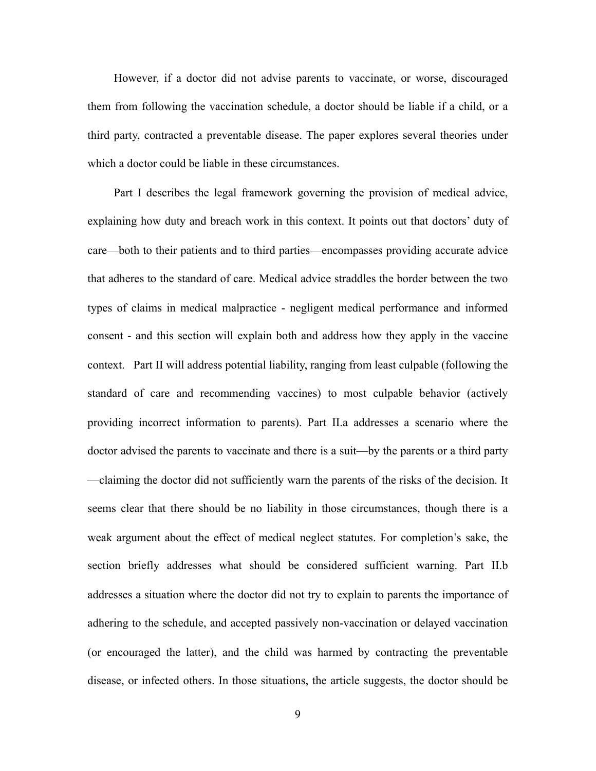However, if a doctor did not advise parents to vaccinate, or worse, discouraged them from following the vaccination schedule, a doctor should be liable if a child, or a third party, contracted a preventable disease. The paper explores several theories under which a doctor could be liable in these circumstances.

Part I describes the legal framework governing the provision of medical advice, explaining how duty and breach work in this context. It points out that doctors' duty of care—both to their patients and to third parties—encompasses providing accurate advice that adheres to the standard of care. Medical advice straddles the border between the two types of claims in medical malpractice - negligent medical performance and informed consent - and this section will explain both and address how they apply in the vaccine context. Part II will address potential liability, ranging from least culpable (following the standard of care and recommending vaccines) to most culpable behavior (actively providing incorrect information to parents). Part II.a addresses a scenario where the doctor advised the parents to vaccinate and there is a suit—by the parents or a third party—claiming the doctor did not sufficiently warn the parents of the risks of the decision. It seems clear that there should be no liability in those circumstances, though there is a weak argument about the effect of medical neglect statutes. For completion's sake, the section briefly addresses what should be considered sufficient warning. Part II.b addresses a situation where the doctor did not try to explain to parents the importance of adhering to the schedule, and accepted passively non-vaccination or delayed vaccination (or encouraged the latter), and the child was harmed by contracting the preventable disease, or infected others. In those situations, the article suggests, the doctor should be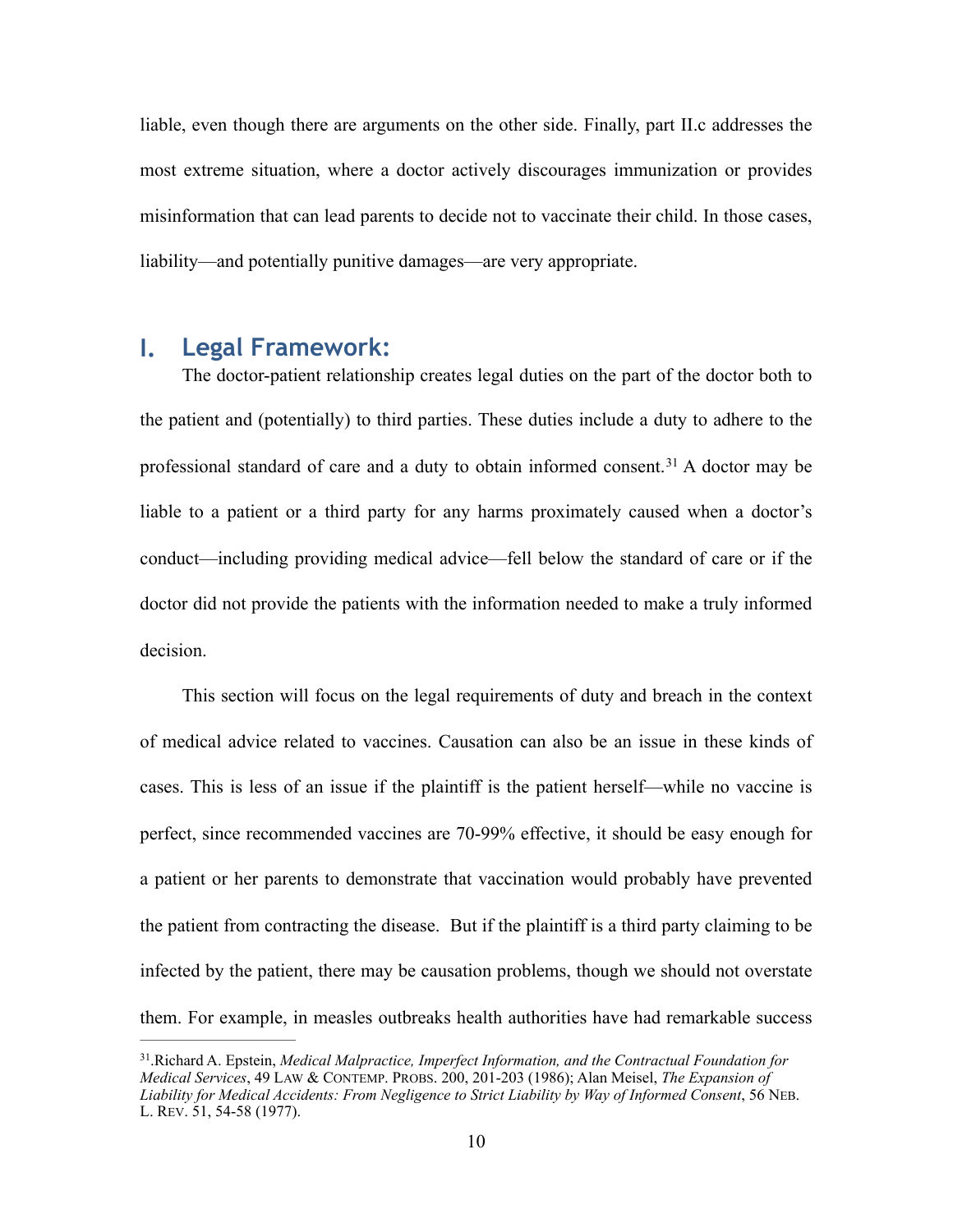liable, even though there are arguments on the other side. Finally, part II.c addresses the most extreme situation, where a doctor actively discourages immunization or provides misinformation that can lead parents to decide not to vaccinate their child. In those cases, liability—and potentially punitive damages—are very appropriate.

## I. Legal Framework:

The doctor-patient relationship creates legal duties on the part of the doctor both to the patient and (potentially) to third parties. These duties include a duty to adhere to the professional standard of care and a duty to obtain informed consent.[31] A doctor may be liable to a patient or a third party for any harms proximately caused when a doctor's conduct—including providing medical advice—fell below the standard of care or if the doctor did not provide the patients with the information needed to make a truly informed decision.

This section will focus on the legal requirements of duty and breach in the context of medical advice related to vaccines. Causation can also be an issue in these kinds of cases. This is less of an issue if the plaintiff is the patient herself—while no vaccine is perfect, since recommended vaccines are 70-99% effective, it should be easy enough for a patient or her parents to demonstrate that vaccination would probably have prevented the patient from contracting the disease. But if the plaintiff is a third party claiming to be infected by the patient, there may be causation problems, though we should not overstate them. For example, in measles outbreaks health authorities have had remarkable success

---

[31]. Richard A. Epstein, *Medical Malpractice, Imperfect Information, and the Contractual Foundation for Medical Services*, 49 LAW & CONTEMP. PROBS. 200, 201-203 (1986); Alan Meisel, *The Expansion of Liability for Medical Accidents: From Negligence to Strict Liability by Way of Informed Consent*, 56 NEB. L. REV. 51, 54-58 (1977).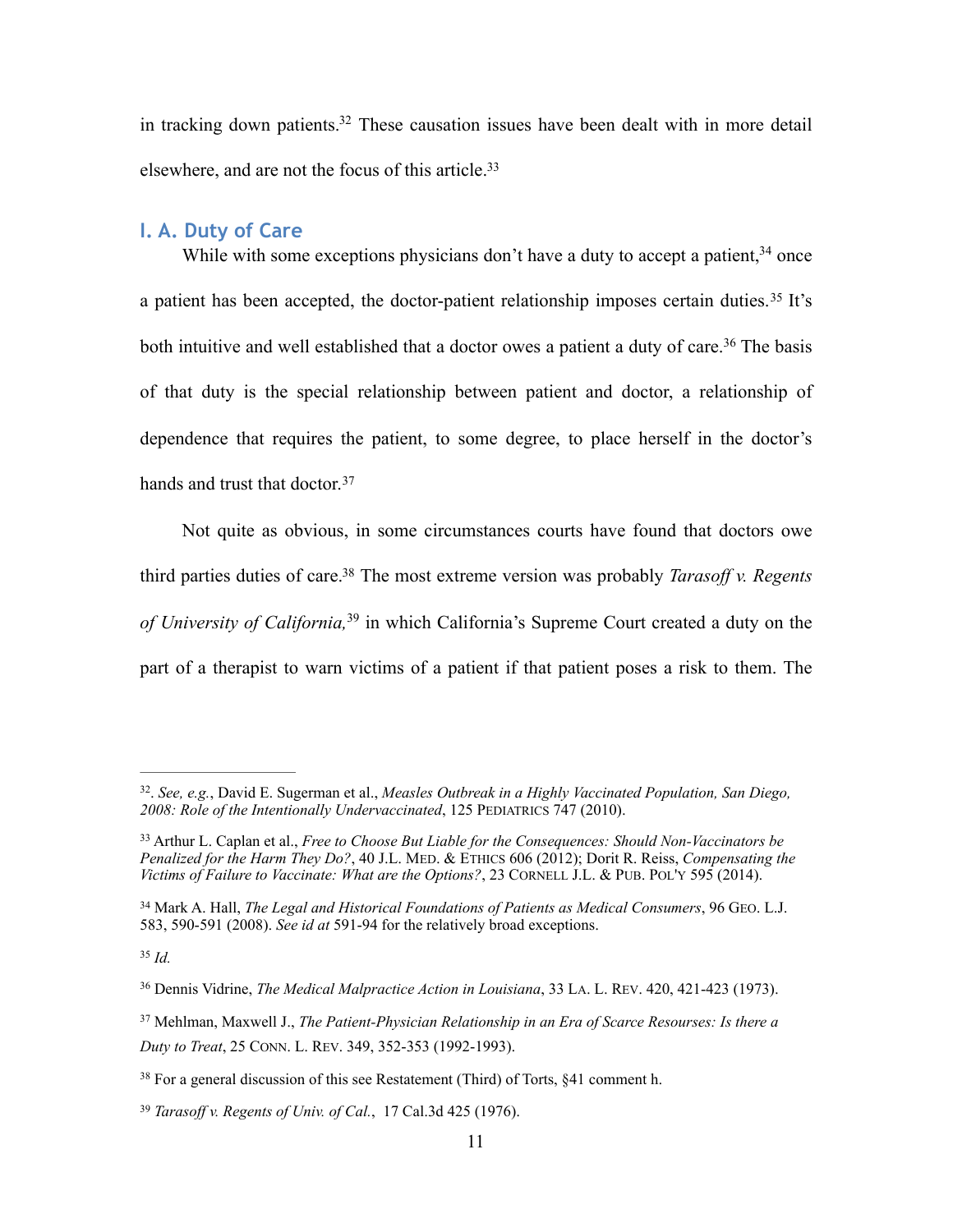in tracking down patients.[32] These causation issues have been dealt with in more detail elsewhere, and are not the focus of this article.[33]

## I. A. Duty of Care

While with some exceptions physicians don't have a duty to accept a patient,[34] once a patient has been accepted, the doctor-patient relationship imposes certain duties.[35] It's both intuitive and well established that a doctor owes a patient a duty of care.[36] The basis of that duty is the special relationship between patient and doctor, a relationship of dependence that requires the patient, to some degree, to place herself in the doctor's hands and trust that doctor.[37]

Not quite as obvious, in some circumstances courts have found that doctors owe third parties duties of care.[38] The most extreme version was probably *Tarasoff v. Regents of University of California,*[39] in which California's Supreme Court created a duty on the part of a therapist to warn victims of a patient if that patient poses a risk to them. The

---

[32]. *See, e.g.*, David E. Sugerman et al., *Measles Outbreak in a Highly Vaccinated Population, San Diego, 2008: Role of the Intentionally Undervaccinated*, 125 PEDIATRICS 747 (2010).

[33] Arthur L. Caplan et al., *Free to Choose But Liable for the Consequences: Should Non-Vaccinators be Penalized for the Harm They Do?*, 40 J.L. MED. & ETHICS 606 (2012); Dorit R. Reiss, *Compensating the Victims of Failure to Vaccinate: What are the Options?*, 23 CORNELL J.L. & PUB. POL'Y 595 (2014).

[34] Mark A. Hall, *The Legal and Historical Foundations of Patients as Medical Consumers*, 96 GEO. L.J. 583, 590-591 (2008). *See id at* 591-94 for the relatively broad exceptions.

[35] *Id.*

[36] Dennis Vidrine, *The Medical Malpractice Action in Louisiana*, 33 LA. L. REV. 420, 421-423 (1973).

[37] Mehlman, Maxwell J., *The Patient-Physician Relationship in an Era of Scarce Resourses: Is there a Duty to Treat*, 25 CONN. L. REV. 349, 352-353 (1992-1993).

[38] For a general discussion of this see Restatement (Third) of Torts, §41 comment h.

[39] *Tarasoff v. Regents of Univ. of Cal.*, 17 Cal.3d 425 (1976).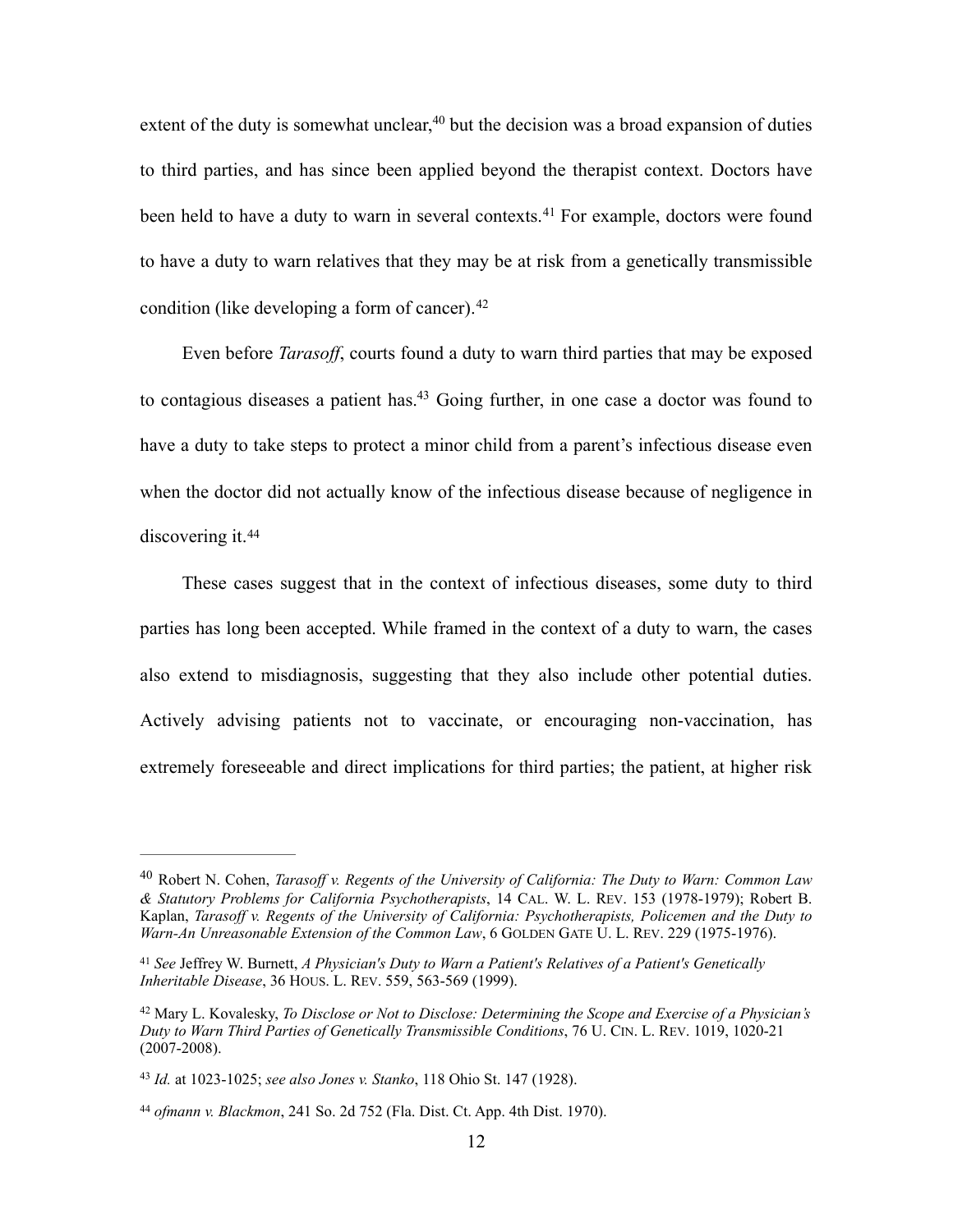extent of the duty is somewhat unclear,[40] but the decision was a broad expansion of duties to third parties, and has since been applied beyond the therapist context. Doctors have been held to have a duty to warn in several contexts.[41] For example, doctors were found to have a duty to warn relatives that they may be at risk from a genetically transmissible condition (like developing a form of cancer).[42]

Even before *Tarasoff*, courts found a duty to warn third parties that may be exposed to contagious diseases a patient has.[43] Going further, in one case a doctor was found to have a duty to take steps to protect a minor child from a parent's infectious disease even when the doctor did not actually know of the infectious disease because of negligence in discovering it.[44]

These cases suggest that in the context of infectious diseases, some duty to third parties has long been accepted. While framed in the context of a duty to warn, the cases also extend to misdiagnosis, suggesting that they also include other potential duties. Actively advising patients not to vaccinate, or encouraging non-vaccination, has extremely foreseeable and direct implications for third parties; the patient, at higher risk

---

[40] Robert N. Cohen, *Tarasoff v. Regents of the University of California: The Duty to Warn: Common Law & Statutory Problems for California Psychotherapists*, 14 CAL. W. L. REV. 153 (1978-1979); Robert B. Kaplan, *Tarasoff v. Regents of the University of California: Psychotherapists, Policemen and the Duty to Warn-An Unreasonable Extension of the Common Law*, 6 GOLDEN GATE U. L. REV. 229 (1975-1976).

[41] *See* Jeffrey W. Burnett, *A Physician's Duty to Warn a Patient's Relatives of a Patient's Genetically Inheritable Disease*, 36 HOUS. L. REV. 559, 563-569 (1999).

[42] Mary L. Kovalesky, *To Disclose or Not to Disclose: Determining the Scope and Exercise of a Physician's Duty to Warn Third Parties of Genetically Transmissible Conditions*, 76 U. CIN. L. REV. 1019, 1020-21 (2007-2008).

[43] *Id.* at 1023-1025; *see also Jones v. Stanko*, 118 Ohio St. 147 (1928).

[44] *ofmann v. Blackmon*, 241 So. 2d 752 (Fla. Dist. Ct. App. 4th Dist. 1970).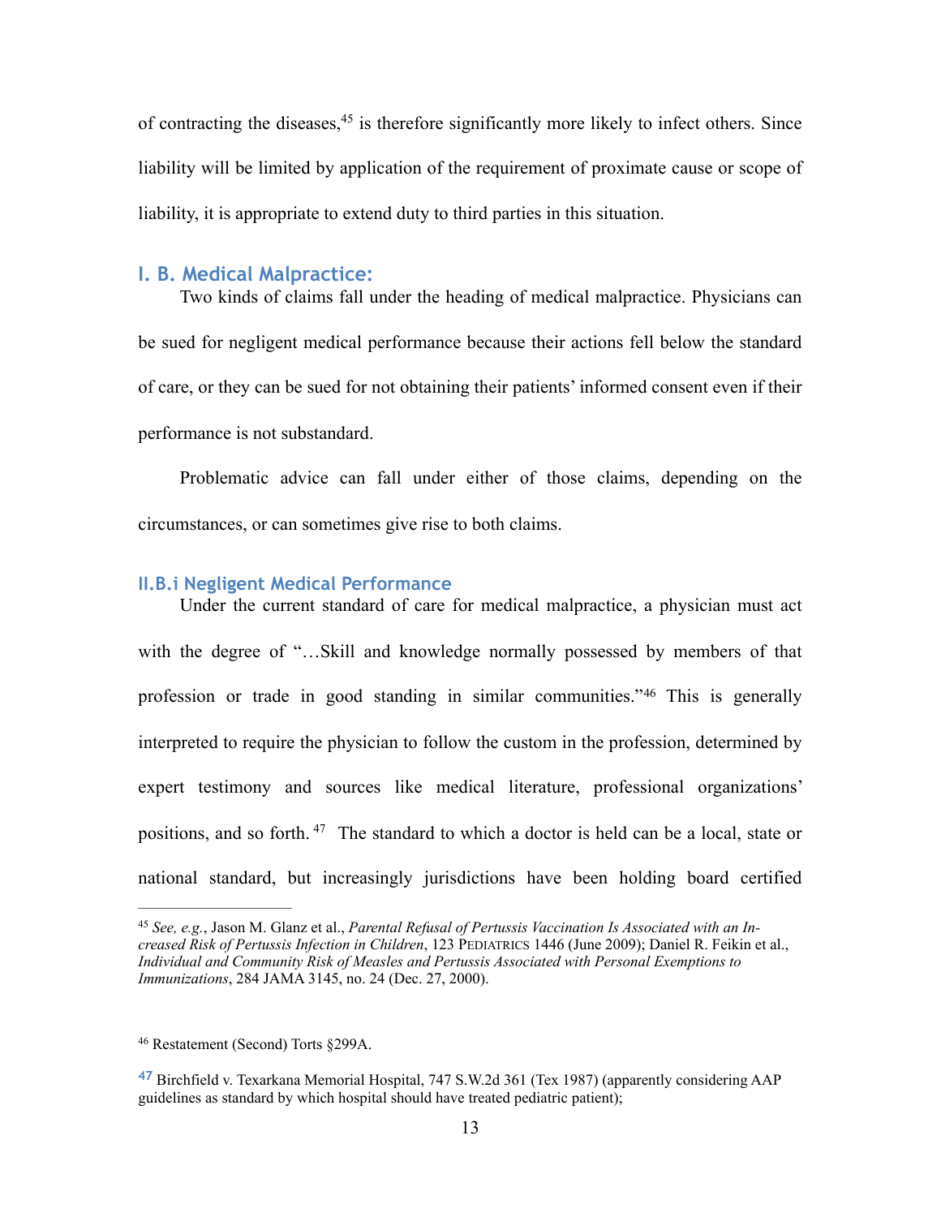of contracting the diseases,[45] is therefore significantly more likely to infect others. Since liability will be limited by application of the requirement of proximate cause or scope of liability, it is appropriate to extend duty to third parties in this situation.

### I. B. Medical Malpractice:

Two kinds of claims fall under the heading of medical malpractice. Physicians can be sued for negligent medical performance because their actions fell below the standard of care, or they can be sued for not obtaining their patients' informed consent even if their performance is not substandard.

Problematic advice can fall under either of those claims, depending on the circumstances, or can sometimes give rise to both claims.

#### II.B.i Negligent Medical Performance

Under the current standard of care for medical malpractice, a physician must act with the degree of "…Skill and knowledge normally possessed by members of that profession or trade in good standing in similar communities."[46] This is generally interpreted to require the physician to follow the custom in the profession, determined by expert testimony and sources like medical literature, professional organizations' positions, and so forth.[47] The standard to which a doctor is held can be a local, state or national standard, but increasingly jurisdictions have been holding board certified

---

[45] *See, e.g.*, Jason M. Glanz et al., *Parental Refusal of Pertussis Vaccination Is Associated with an Increased Risk of Pertussis Infection in Children*, 123 PEDIATRICS 1446 (June 2009); Daniel R. Feikin et al., *Individual and Community Risk of Measles and Pertussis Associated with Personal Exemptions to Immunizations*, 284 JAMA 3145, no. 24 (Dec. 27, 2000).

[46] Restatement (Second) Torts §299A.

[47] Birchfield v. Texarkana Memorial Hospital, 747 S.W.2d 361 (Tex 1987) (apparently considering AAP guidelines as standard by which hospital should have treated pediatric patient);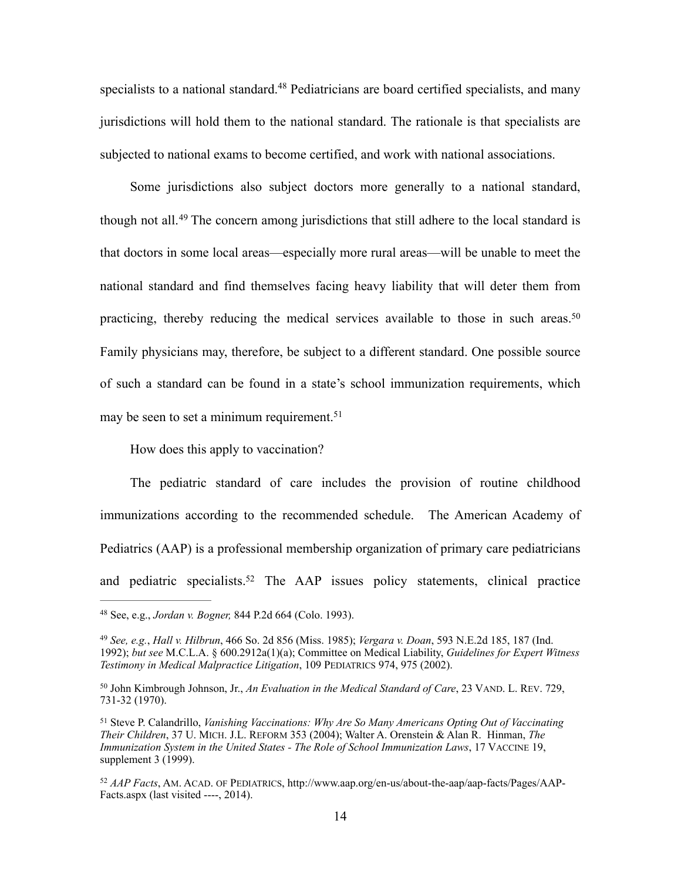specialists to a national standard.[48] Pediatricians are board certified specialists, and many jurisdictions will hold them to the national standard. The rationale is that specialists are subjected to national exams to become certified, and work with national associations.

Some jurisdictions also subject doctors more generally to a national standard, though not all.[49] The concern among jurisdictions that still adhere to the local standard is that doctors in some local areas—especially more rural areas—will be unable to meet the national standard and find themselves facing heavy liability that will deter them from practicing, thereby reducing the medical services available to those in such areas.[50] Family physicians may, therefore, be subject to a different standard. One possible source of such a standard can be found in a state's school immunization requirements, which may be seen to set a minimum requirement.[51]

How does this apply to vaccination?

The pediatric standard of care includes the provision of routine childhood immunizations according to the recommended schedule. The American Academy of Pediatrics (AAP) is a professional membership organization of primary care pediatricians and pediatric specialists.[52] The AAP issues policy statements, clinical practice

---

[48] See, e.g., *Jordan v. Bogner,* 844 P.2d 664 (Colo. 1993).

[49] *See, e.g.*, *Hall v. Hilbrun*, 466 So. 2d 856 (Miss. 1985); *Vergara v. Doan*, 593 N.E.2d 185, 187 (Ind. 1992); *but see* M.C.L.A. § 600.2912a(1)(a); Committee on Medical Liability, *Guidelines for Expert Witness Testimony in Medical Malpractice Litigation*, 109 PEDIATRICS 974, 975 (2002).

[50] John Kimbrough Johnson, Jr., *An Evaluation in the Medical Standard of Care*, 23 VAND. L. REV. 729, 731-32 (1970).

[51] Steve P. Calandrillo, *Vanishing Vaccinations: Why Are So Many Americans Opting Out of Vaccinating Their Children*, 37 U. MICH. J.L. REFORM 353 (2004); Walter A. Orenstein & Alan R. Hinman, *The Immunization System in the United States - The Role of School Immunization Laws*, 17 VACCINE 19, supplement 3 (1999).

[52] *AAP Facts*, AM. ACAD. OF PEDIATRICS, http://www.aap.org/en-us/about-the-aap/aap-facts/Pages/AAP-Facts.aspx (last visited ----, 2014).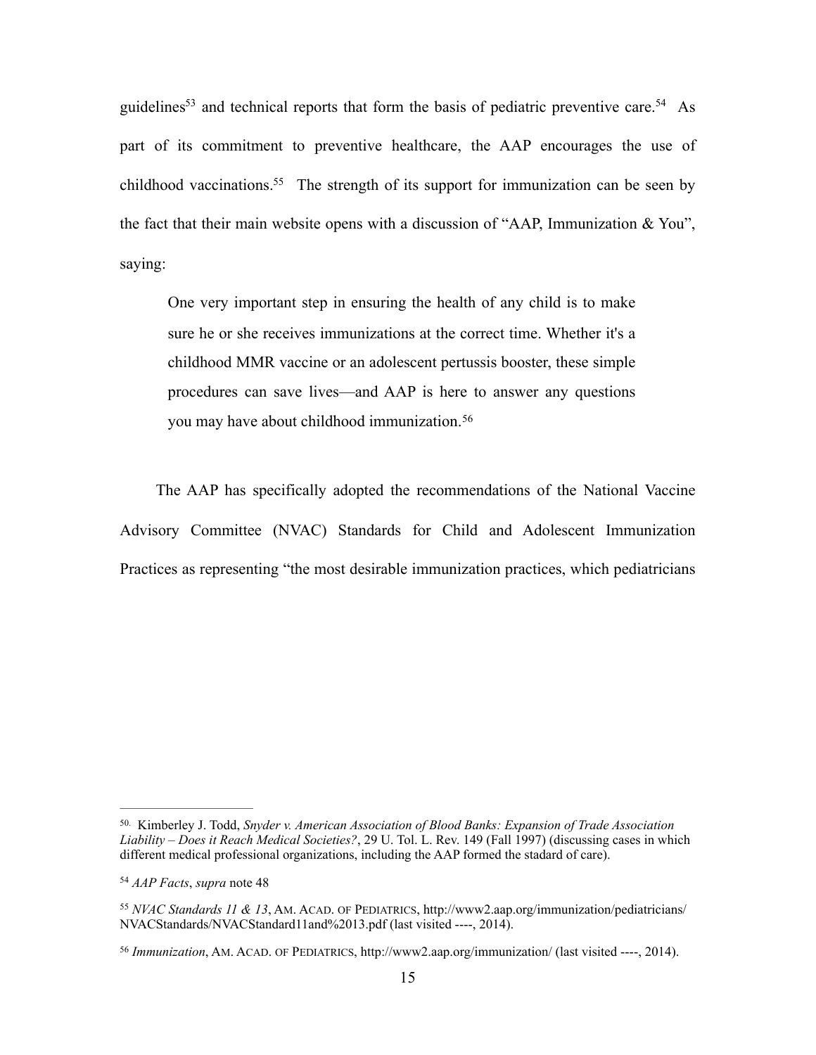guidelines[53] and technical reports that form the basis of pediatric preventive care.[54] As part of its commitment to preventive healthcare, the AAP encourages the use of childhood vaccinations.[55] The strength of its support for immunization can be seen by the fact that their main website opens with a discussion of "AAP, Immunization & You", saying:

> One very important step in ensuring the health of any child is to make sure he or she receives immunizations at the correct time. Whether it's a childhood MMR vaccine or an adolescent pertussis booster, these simple procedures can save lives—and AAP is here to answer any questions you may have about childhood immunization.[56]

The AAP has specifically adopted the recommendations of the National Vaccine Advisory Committee (NVAC) Standards for Child and Adolescent Immunization Practices as representing "the most desirable immunization practices, which pediatricians

---

[50.] Kimberley J. Todd, *Snyder v. American Association of Blood Banks: Expansion of Trade Association Liability – Does it Reach Medical Societies?*, 29 U. Tol. L. Rev. 149 (Fall 1997) (discussing cases in which different medical professional organizations, including the AAP formed the stadard of care).

[54] *AAP Facts*, *supra* note 48

[55] *NVAC Standards 11 & 13*, AM. ACAD. OF PEDIATRICS, http://www2.aap.org/immunization/pediatricians/NVACStandards/NVACStandard11and%2013.pdf (last visited ----, 2014).

[56] *Immunization*, AM. ACAD. OF PEDIATRICS, http://www2.aap.org/immunization/ (last visited ----, 2014).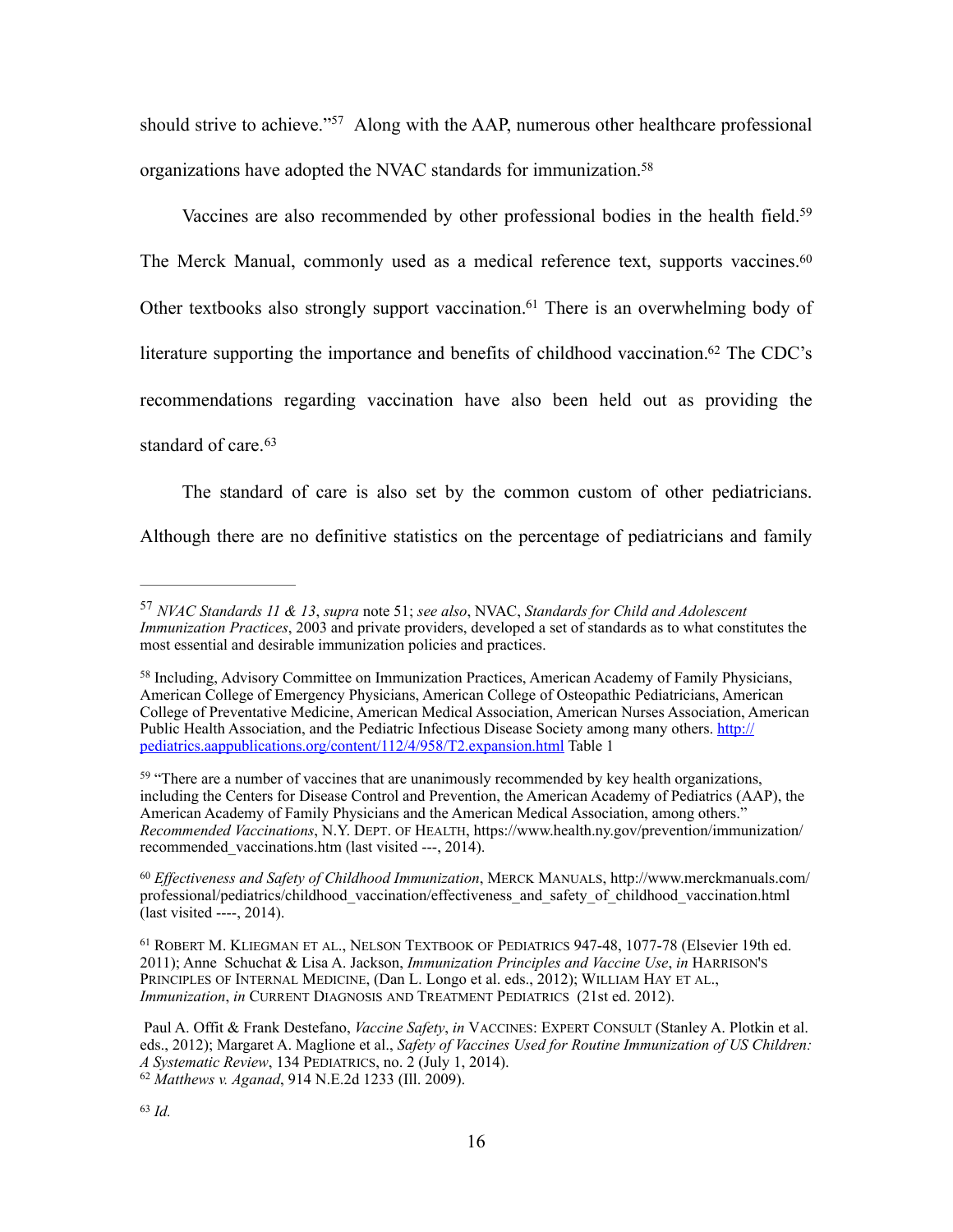should strive to achieve."[57] Along with the AAP, numerous other healthcare professional organizations have adopted the NVAC standards for immunization.[58]

Vaccines are also recommended by other professional bodies in the health field.[59] The Merck Manual, commonly used as a medical reference text, supports vaccines.[60] Other textbooks also strongly support vaccination.[61] There is an overwhelming body of literature supporting the importance and benefits of childhood vaccination.[62] The CDC's recommendations regarding vaccination have also been held out as providing the standard of care.[63]

The standard of care is also set by the common custom of other pediatricians. Although there are no definitive statistics on the percentage of pediatricians and family

---

[57] *NVAC Standards 11 & 13*, *supra* note 51; *see also*, NVAC, *Standards for Child and Adolescent Immunization Practices*, 2003 and private providers, developed a set of standards as to what constitutes the most essential and desirable immunization policies and practices.

[58] Including, Advisory Committee on Immunization Practices, American Academy of Family Physicians, American College of Emergency Physicians, American College of Osteopathic Pediatricians, American College of Preventative Medicine, American Medical Association, American Nurses Association, American Public Health Association, and the Pediatric Infectious Disease Society among many others. [http://pediatrics.aappublications.org/content/112/4/958/T2.expansion.html](http://pediatrics.aappublications.org/content/112/4/958/T2.expansion.html) Table 1

[59] "There are a number of vaccines that are unanimously recommended by key health organizations, including the Centers for Disease Control and Prevention, the American Academy of Pediatrics (AAP), the American Academy of Family Physicians and the American Medical Association, among others." *Recommended Vaccinations*, N.Y. DEPT. OF HEALTH, https://www.health.ny.gov/prevention/immunization/recommended_vaccinations.htm (last visited ---, 2014).

[60] *Effectiveness and Safety of Childhood Immunization*, MERCK MANUALS, http://www.merckmanuals.com/professional/pediatrics/childhood_vaccination/effectiveness_and_safety_of_childhood_vaccination.html (last visited ----, 2014).

[61] ROBERT M. KLIEGMAN ET AL., NELSON TEXTBOOK OF PEDIATRICS 947-48, 1077-78 (Elsevier 19th ed. 2011); Anne Schuchat & Lisa A. Jackson, *Immunization Principles and Vaccine Use*, *in* HARRISON'S PRINCIPLES OF INTERNAL MEDICINE, (Dan L. Longo et al. eds., 2012); WILLIAM HAY ET AL., *Immunization*, *in* CURRENT DIAGNOSIS AND TREATMENT PEDIATRICS (21st ed. 2012).

Paul A. Offit & Frank Destefano, *Vaccine Safety*, *in* VACCINES: EXPERT CONSULT (Stanley A. Plotkin et al. eds., 2012); Margaret A. Maglione et al., *Safety of Vaccines Used for Routine Immunization of US Children: A Systematic Review*, 134 PEDIATRICS, no. 2 (July 1, 2014).

[62] *Matthews v. Aganad*, 914 N.E.2d 1233 (Ill. 2009).

[63] *Id.*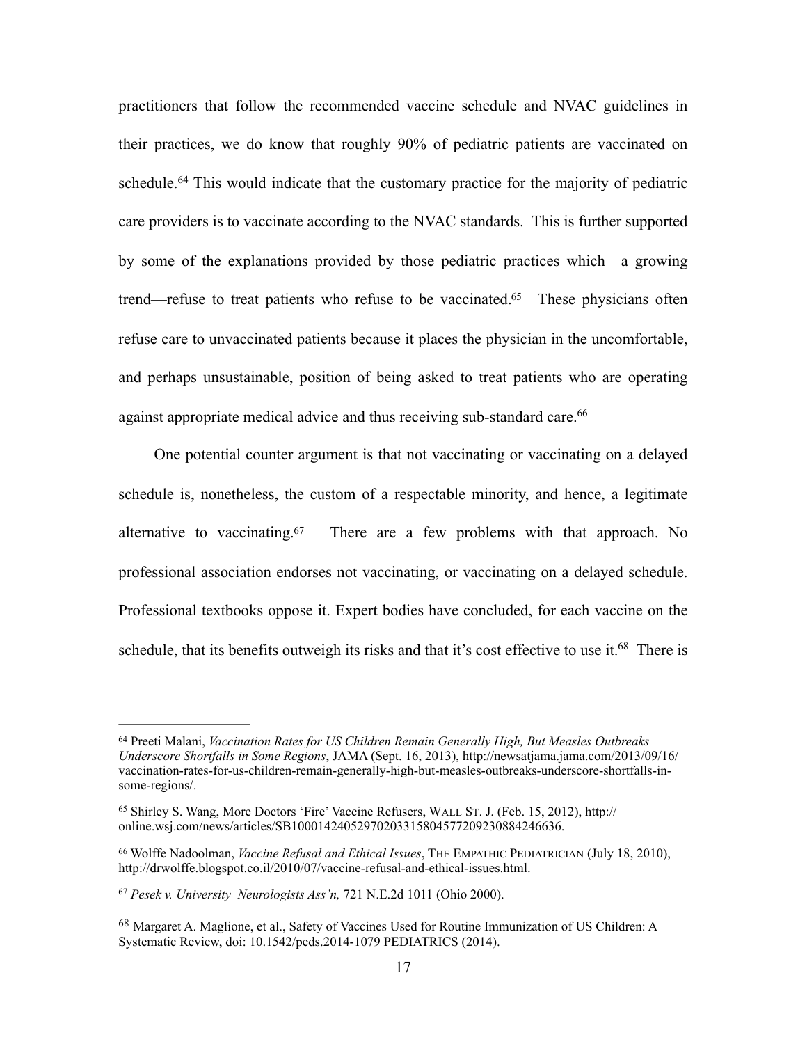practitioners that follow the recommended vaccine schedule and NVAC guidelines in their practices, we do know that roughly 90% of pediatric patients are vaccinated on schedule.[64] This would indicate that the customary practice for the majority of pediatric care providers is to vaccinate according to the NVAC standards. This is further supported by some of the explanations provided by those pediatric practices which—a growing trend—refuse to treat patients who refuse to be vaccinated.[65] These physicians often refuse care to unvaccinated patients because it places the physician in the uncomfortable, and perhaps unsustainable, position of being asked to treat patients who are operating against appropriate medical advice and thus receiving sub-standard care.[66]

One potential counter argument is that not vaccinating or vaccinating on a delayed schedule is, nonetheless, the custom of a respectable minority, and hence, a legitimate alternative to vaccinating.[67] There are a few problems with that approach. No professional association endorses not vaccinating, or vaccinating on a delayed schedule. Professional textbooks oppose it. Expert bodies have concluded, for each vaccine on the schedule, that its benefits outweigh its risks and that it's cost effective to use it.[68] There is

---

[64] Preeti Malani, *Vaccination Rates for US Children Remain Generally High, But Measles Outbreaks Underscore Shortfalls in Some Regions*, JAMA (Sept. 16, 2013), http://newsatjama.jama.com/2013/09/16/vaccination-rates-for-us-children-remain-generally-high-but-measles-outbreaks-underscore-shortfalls-in-some-regions/.

[65] Shirley S. Wang, More Doctors 'Fire' Vaccine Refusers, WALL ST. J. (Feb. 15, 2012), http://online.wsj.com/news/articles/SB10001424052970203315804577209230884246636.

[66] Wolffe Nadoolman, *Vaccine Refusal and Ethical Issues*, THE EMPATHIC PEDIATRICIAN (July 18, 2010), http://drwolffe.blogspot.co.il/2010/07/vaccine-refusal-and-ethical-issues.html.

[67] *Pesek v. University Neurologists Ass'n,* 721 N.E.2d 1011 (Ohio 2000).

[68] Margaret A. Maglione, et al., Safety of Vaccines Used for Routine Immunization of US Children: A Systematic Review, doi: 10.1542/peds.2014-1079 PEDIATRICS (2014).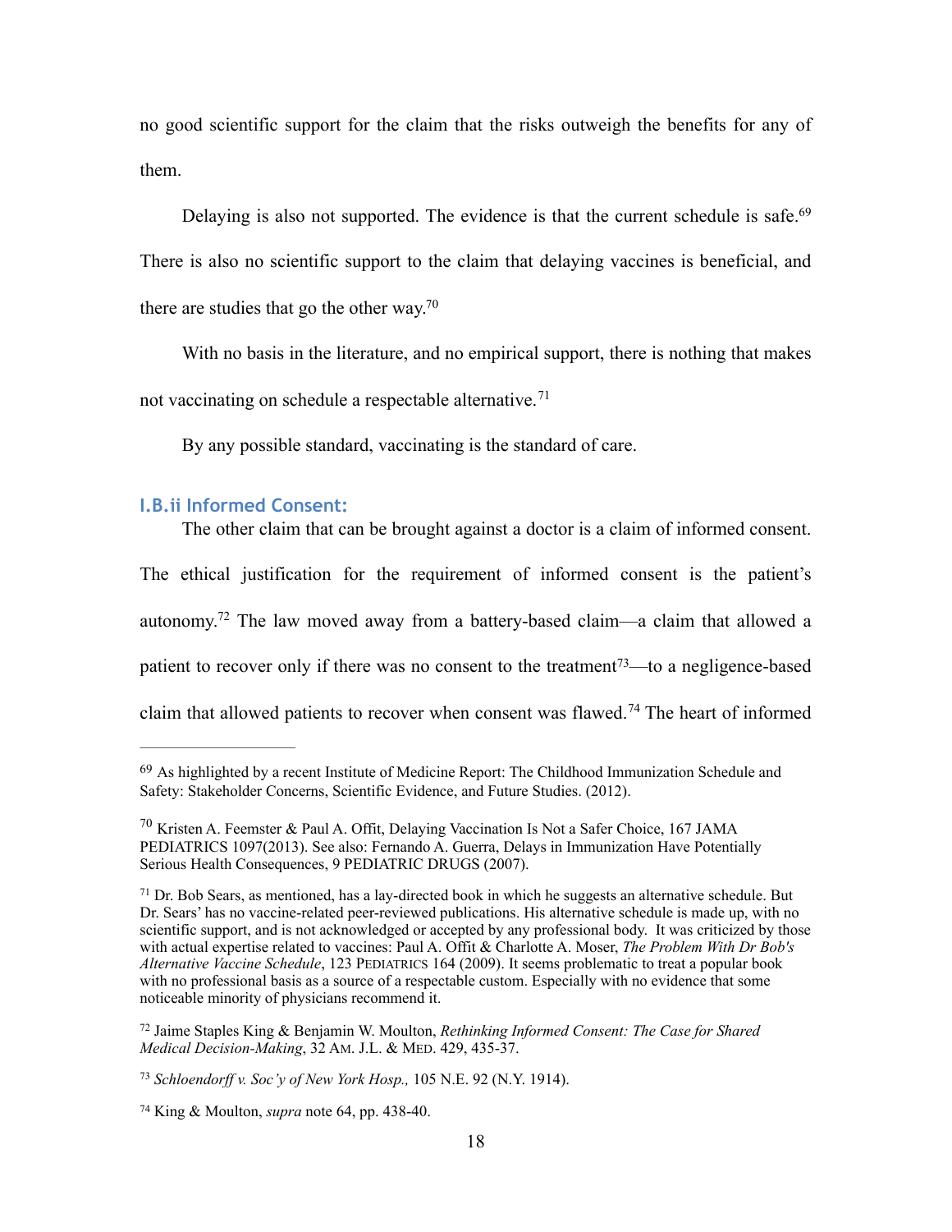no good scientific support for the claim that the risks outweigh the benefits for any of them.

Delaying is also not supported. The evidence is that the current schedule is safe.[69] There is also no scientific support to the claim that delaying vaccines is beneficial, and there are studies that go the other way.[70]

With no basis in the literature, and no empirical support, there is nothing that makes not vaccinating on schedule a respectable alternative.[71]

By any possible standard, vaccinating is the standard of care.

### I.B.ii Informed Consent:

The other claim that can be brought against a doctor is a claim of informed consent. The ethical justification for the requirement of informed consent is the patient's autonomy.[72] The law moved away from a battery-based claim—a claim that allowed a patient to recover only if there was no consent to the treatment[73]—to a negligence-based claim that allowed patients to recover when consent was flawed.[74] The heart of informed

---

[69] As highlighted by a recent Institute of Medicine Report: The Childhood Immunization Schedule and Safety: Stakeholder Concerns, Scientific Evidence, and Future Studies. (2012).

[70] Kristen A. Feemster & Paul A. Offit, Delaying Vaccination Is Not a Safer Choice, 167 JAMA PEDIATRICS 1097(2013). See also: Fernando A. Guerra, Delays in Immunization Have Potentially Serious Health Consequences, 9 PEDIATRIC DRUGS (2007).

[71] Dr. Bob Sears, as mentioned, has a lay-directed book in which he suggests an alternative schedule. But Dr. Sears' has no vaccine-related peer-reviewed publications. His alternative schedule is made up, with no scientific support, and is not acknowledged or accepted by any professional body. It was criticized by those with actual expertise related to vaccines: Paul A. Offit & Charlotte A. Moser, *The Problem With Dr Bob's Alternative Vaccine Schedule*, 123 PEDIATRICS 164 (2009). It seems problematic to treat a popular book with no professional basis as a source of a respectable custom. Especially with no evidence that some noticeable minority of physicians recommend it.

[72] Jaime Staples King & Benjamin W. Moulton, *Rethinking Informed Consent: The Case for Shared Medical Decision-Making*, 32 AM. J.L. & MED. 429, 435-37.

[73] *Schloendorff v. Soc'y of New York Hosp.,* 105 N.E. 92 (N.Y. 1914).

[74] King & Moulton, *supra* note 64, pp. 438-40.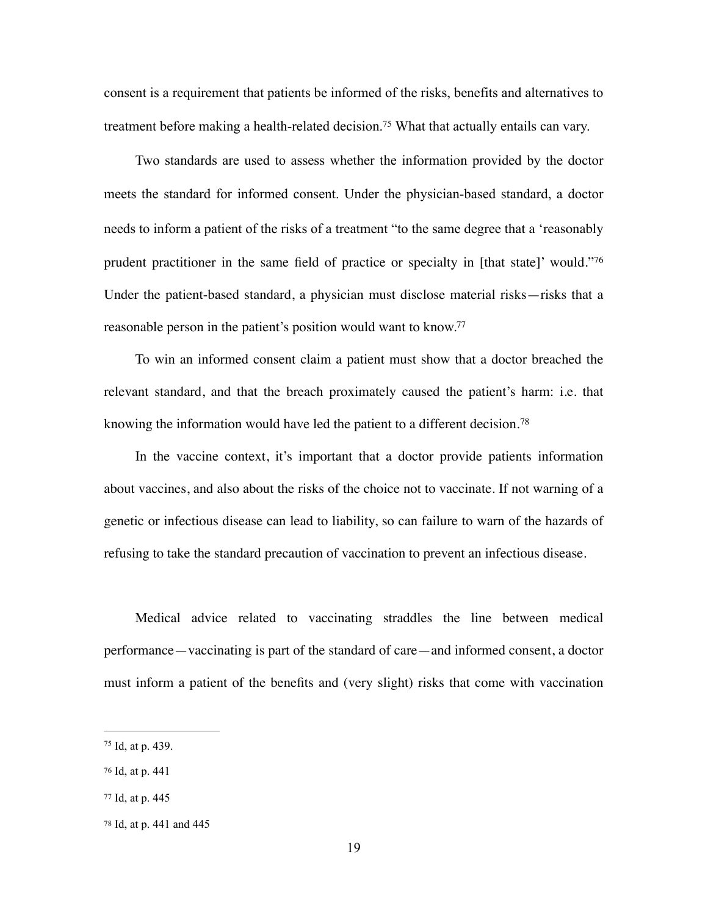consent is a requirement that patients be informed of the risks, benefits and alternatives to treatment before making a health-related decision.[75] What that actually entails can vary.

Two standards are used to assess whether the information provided by the doctor meets the standard for informed consent. Under the physician-based standard, a doctor needs to inform a patient of the risks of a treatment "to the same degree that a 'reasonably prudent practitioner in the same field of practice or specialty in [that state]' would."[76] Under the patient-based standard, a physician must disclose material risks—risks that a reasonable person in the patient's position would want to know.[77]

To win an informed consent claim a patient must show that a doctor breached the relevant standard, and that the breach proximately caused the patient's harm: i.e. that knowing the information would have led the patient to a different decision.[78]

In the vaccine context, it's important that a doctor provide patients information about vaccines, and also about the risks of the choice not to vaccinate. If not warning of a genetic or infectious disease can lead to liability, so can failure to warn of the hazards of refusing to take the standard precaution of vaccination to prevent an infectious disease.

Medical advice related to vaccinating straddles the line between medical performance—vaccinating is part of the standard of care—and informed consent, a doctor must inform a patient of the benefits and (very slight) risks that come with vaccination

---

[75] Id, at p. 439.

[76] Id, at p. 441

[77] Id, at p. 445

[78] Id, at p. 441 and 445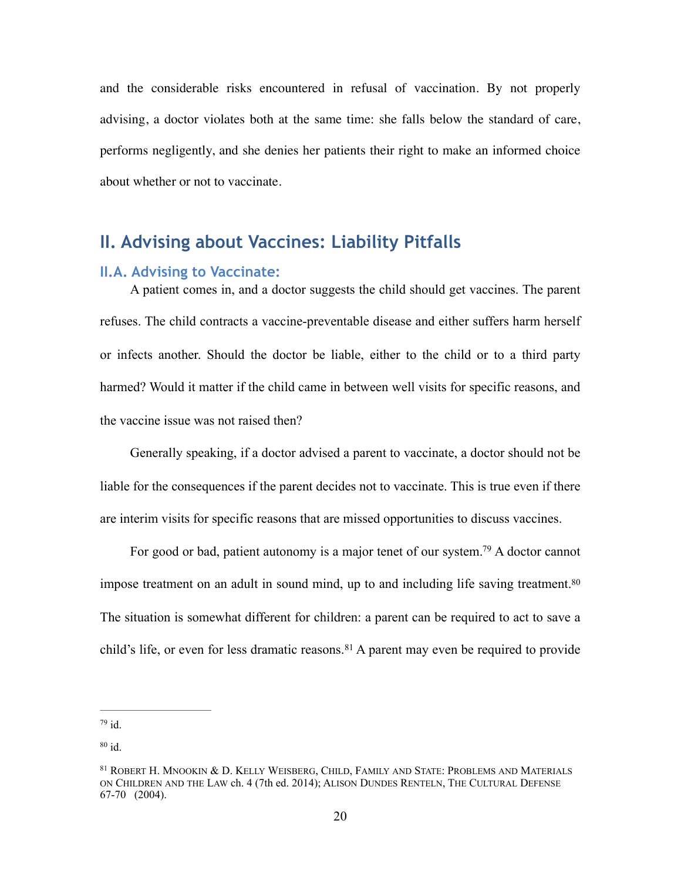and the considerable risks encountered in refusal of vaccination. By not properly advising, a doctor violates both at the same time: she falls below the standard of care, performs negligently, and she denies her patients their right to make an informed choice about whether or not to vaccinate.

## II. Advising about Vaccines: Liability Pitfalls

### II.A. Advising to Vaccinate:

A patient comes in, and a doctor suggests the child should get vaccines. The parent refuses. The child contracts a vaccine-preventable disease and either suffers harm herself or infects another. Should the doctor be liable, either to the child or to a third party harmed? Would it matter if the child came in between well visits for specific reasons, and the vaccine issue was not raised then?

Generally speaking, if a doctor advised a parent to vaccinate, a doctor should not be liable for the consequences if the parent decides not to vaccinate. This is true even if there are interim visits for specific reasons that are missed opportunities to discuss vaccines.

For good or bad, patient autonomy is a major tenet of our system.[79] A doctor cannot impose treatment on an adult in sound mind, up to and including life saving treatment.[80] The situation is somewhat different for children: a parent can be required to act to save a child's life, or even for less dramatic reasons.[81] A parent may even be required to provide

---

[79] id.

[80] id.

[81] Robert H. Mnookin & D. Kelly Weisberg, Child, Family and State: Problems and Materials on Children and the Law ch. 4 (7th ed. 2014); Alison Dundes Renteln, The Cultural Defense 67-70 (2004).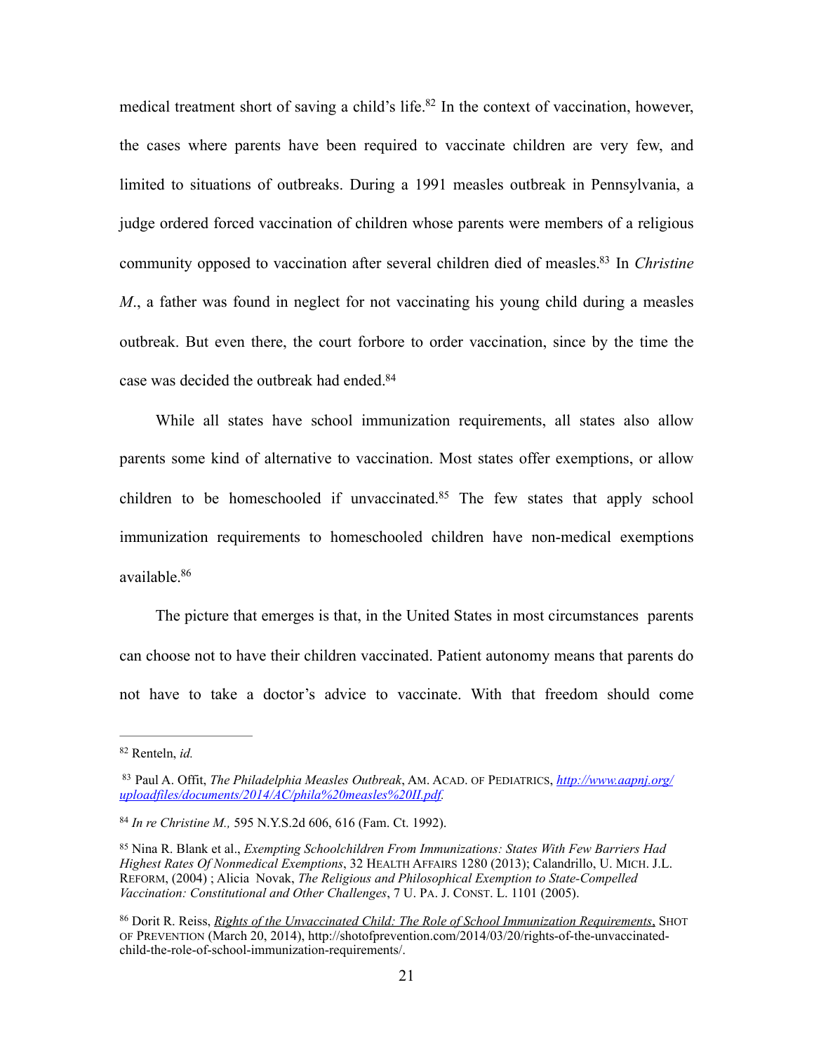medical treatment short of saving a child's life.[82] In the context of vaccination, however, the cases where parents have been required to vaccinate children are very few, and limited to situations of outbreaks. During a 1991 measles outbreak in Pennsylvania, a judge ordered forced vaccination of children whose parents were members of a religious community opposed to vaccination after several children died of measles.[83] In *Christine M*., a father was found in neglect for not vaccinating his young child during a measles outbreak. But even there, the court forbore to order vaccination, since by the time the case was decided the outbreak had ended.[84]

While all states have school immunization requirements, all states also allow parents some kind of alternative to vaccination. Most states offer exemptions, or allow children to be homeschooled if unvaccinated.[85] The few states that apply school immunization requirements to homeschooled children have non-medical exemptions available.[86]

The picture that emerges is that, in the United States in most circumstances parents can choose not to have their children vaccinated. Patient autonomy means that parents do not have to take a doctor's advice to vaccinate. With that freedom should come

---

[82] Renteln, *id.*

[83] Paul A. Offit, *The Philadelphia Measles Outbreak*, AM. ACAD. OF PEDIATRICS, *http://www.aapnj.org/uploadfiles/documents/2014/AC/phila%20measles%20II.pdf*.

[84] *In re Christine M.,* 595 N.Y.S.2d 606, 616 (Fam. Ct. 1992).

[85] Nina R. Blank et al., *Exempting Schoolchildren From Immunizations: States With Few Barriers Had Highest Rates Of Nonmedical Exemptions*, 32 HEALTH AFFAIRS 1280 (2013); Calandrillo, U. MICH. J.L. REFORM, (2004) ; Alicia Novak, *The Religious and Philosophical Exemption to State-Compelled Vaccination: Constitutional and Other Challenges*, 7 U. PA. J. CONST. L. 1101 (2005).

[86] Dorit R. Reiss, *Rights of the Unvaccinated Child: The Role of School Immunization Requirements*, SHOT OF PREVENTION (March 20, 2014), http://shotofprevention.com/2014/03/20/rights-of-the-unvaccinated-child-the-role-of-school-immunization-requirements/.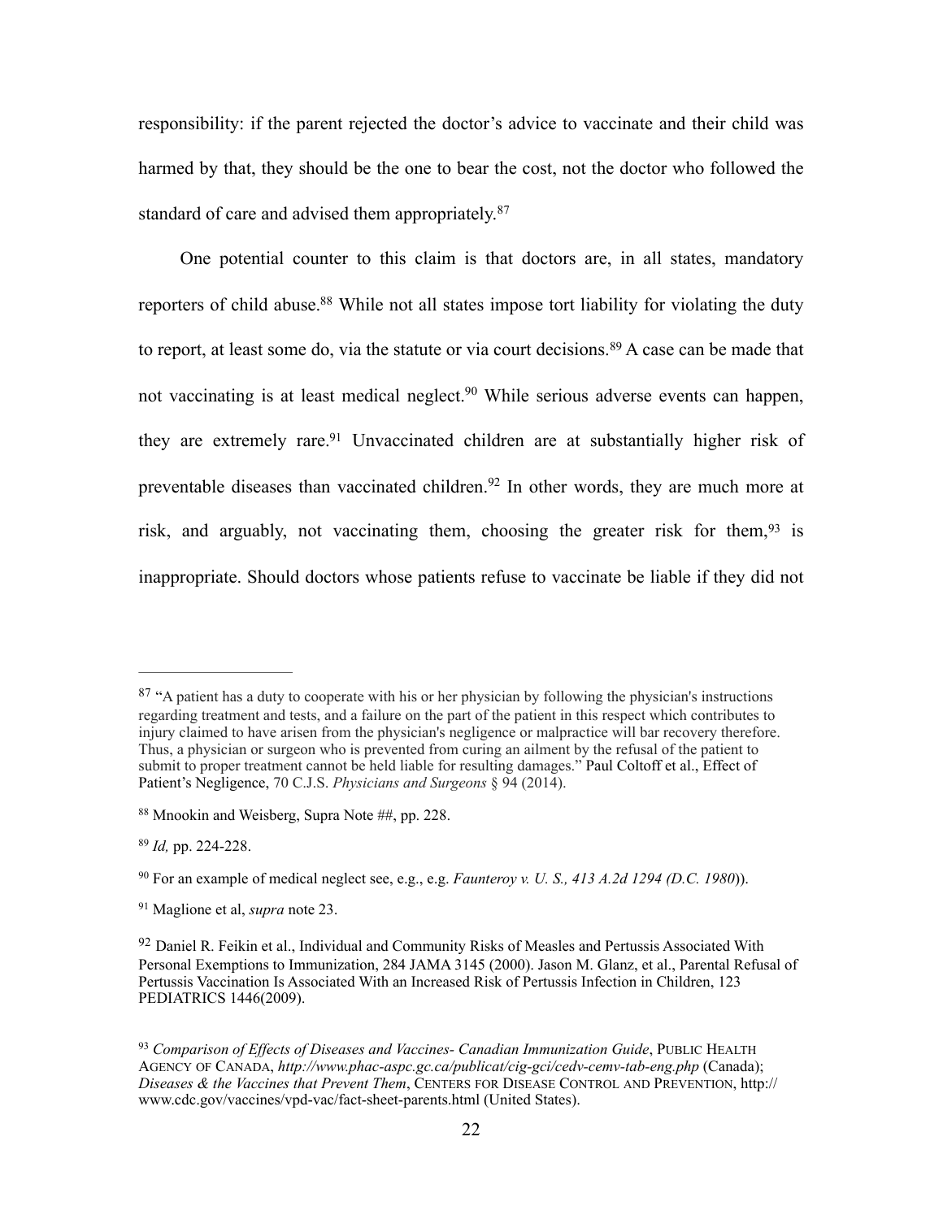responsibility: if the parent rejected the doctor's advice to vaccinate and their child was harmed by that, they should be the one to bear the cost, not the doctor who followed the standard of care and advised them appropriately.[87]

One potential counter to this claim is that doctors are, in all states, mandatory reporters of child abuse.[88] While not all states impose tort liability for violating the duty to report, at least some do, via the statute or via court decisions.[89] A case can be made that not vaccinating is at least medical neglect.[90] While serious adverse events can happen, they are extremely rare.[91] Unvaccinated children are at substantially higher risk of preventable diseases than vaccinated children.[92] In other words, they are much more at risk, and arguably, not vaccinating them, choosing the greater risk for them,[93] is inappropriate. Should doctors whose patients refuse to vaccinate be liable if they did not

---

[87] "A patient has a duty to cooperate with his or her physician by following the physician's instructions regarding treatment and tests, and a failure on the part of the patient in this respect which contributes to injury claimed to have arisen from the physician's negligence or malpractice will bar recovery therefore. Thus, a physician or surgeon who is prevented from curing an ailment by the refusal of the patient to submit to proper treatment cannot be held liable for resulting damages." Paul Coltoff et al., Effect of Patient's Negligence, 70 C.J.S. *Physicians and Surgeons* § 94 (2014).

[88] Mnookin and Weisberg, Supra Note ##, pp. 228.

[89] *Id,* pp. 224-228.

[90] For an example of medical neglect see, e.g., e.g. *Faunteroy v. U. S., 413 A.2d 1294 (D.C. 1980)*).

[91] Maglione et al, *supra* note 23.

[92] Daniel R. Feikin et al., Individual and Community Risks of Measles and Pertussis Associated With Personal Exemptions to Immunization, 284 JAMA 3145 (2000). Jason M. Glanz, et al., Parental Refusal of Pertussis Vaccination Is Associated With an Increased Risk of Pertussis Infection in Children, 123 PEDIATRICS 1446(2009).

[93] *Comparison of Effects of Diseases and Vaccines- Canadian Immunization Guide*, PUBLIC HEALTH AGENCY OF CANADA, *http://www.phac-aspc.gc.ca/publicat/cig-gci/cedv-cemv-tab-eng.php* (Canada); *Diseases & the Vaccines that Prevent Them*, CENTERS FOR DISEASE CONTROL AND PREVENTION, http://www.cdc.gov/vaccines/vpd-vac/fact-sheet-parents.html (United States).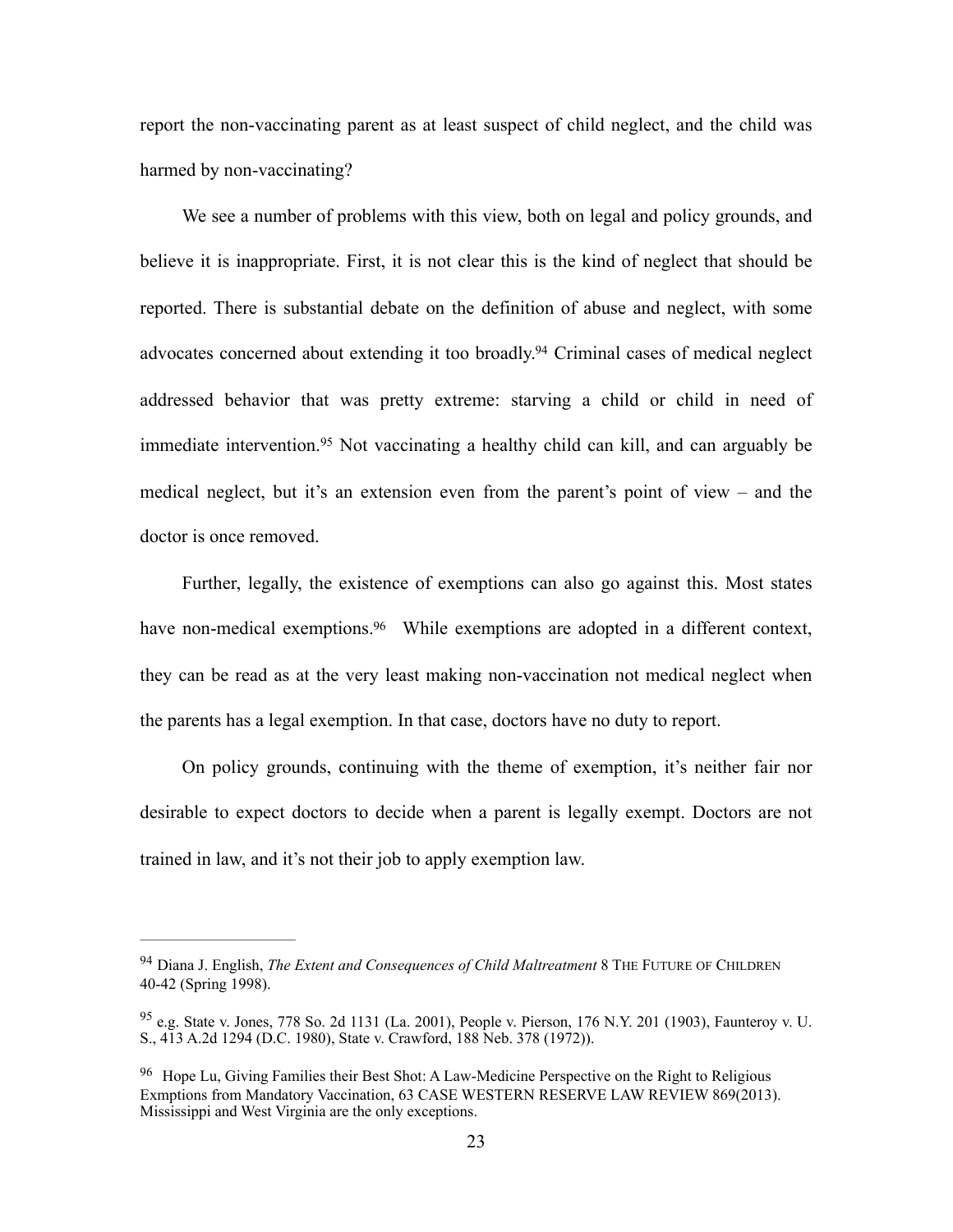report the non-vaccinating parent as at least suspect of child neglect, and the child was harmed by non-vaccinating?

We see a number of problems with this view, both on legal and policy grounds, and believe it is inappropriate. First, it is not clear this is the kind of neglect that should be reported. There is substantial debate on the definition of abuse and neglect, with some advocates concerned about extending it too broadly.[94] Criminal cases of medical neglect addressed behavior that was pretty extreme: starving a child or child in need of immediate intervention.[95] Not vaccinating a healthy child can kill, and can arguably be medical neglect, but it's an extension even from the parent's point of view – and the doctor is once removed.

Further, legally, the existence of exemptions can also go against this. Most states have non-medical exemptions.[96] While exemptions are adopted in a different context, they can be read as at the very least making non-vaccination not medical neglect when the parents has a legal exemption. In that case, doctors have no duty to report.

On policy grounds, continuing with the theme of exemption, it's neither fair nor desirable to expect doctors to decide when a parent is legally exempt. Doctors are not trained in law, and it's not their job to apply exemption law.

---

[94] Diana J. English, *The Extent and Consequences of Child Maltreatment* 8 THE FUTURE OF CHILDREN 40-42 (Spring 1998).

[95] e.g. State v. Jones, 778 So. 2d 1131 (La. 2001), People v. Pierson, 176 N.Y. 201 (1903), Faunteroy v. U. S., 413 A.2d 1294 (D.C. 1980), State v. Crawford, 188 Neb. 378 (1972)).

[96] Hope Lu, Giving Families their Best Shot: A Law-Medicine Perspective on the Right to Religious Exmptions from Mandatory Vaccination, 63 CASE WESTERN RESERVE LAW REVIEW 869(2013). Mississippi and West Virginia are the only exceptions.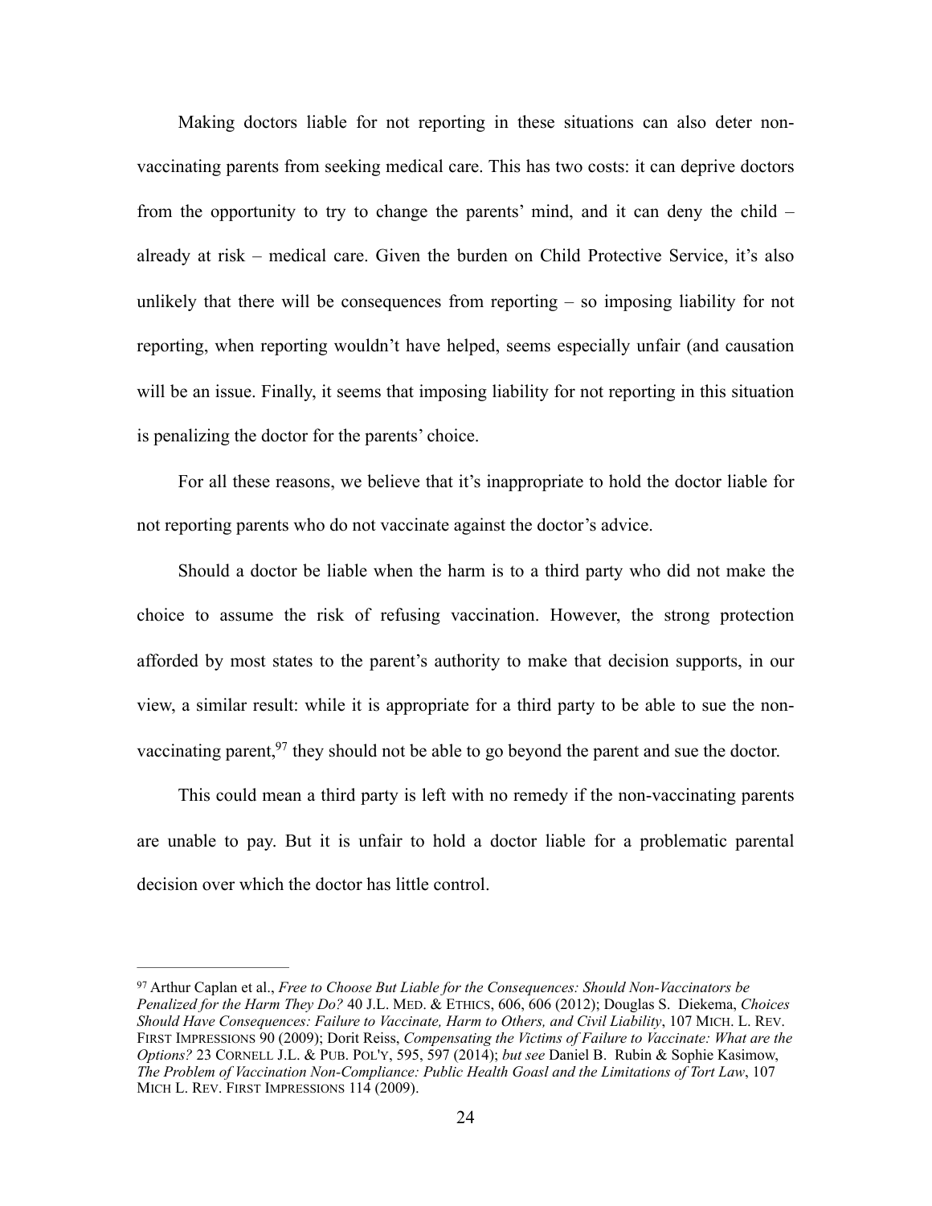Making doctors liable for not reporting in these situations can also deter non-vaccinating parents from seeking medical care. This has two costs: it can deprive doctors from the opportunity to try to change the parents' mind, and it can deny the child – already at risk – medical care. Given the burden on Child Protective Service, it's also unlikely that there will be consequences from reporting – so imposing liability for not reporting, when reporting wouldn't have helped, seems especially unfair (and causation will be an issue. Finally, it seems that imposing liability for not reporting in this situation is penalizing the doctor for the parents' choice.

For all these reasons, we believe that it's inappropriate to hold the doctor liable for not reporting parents who do not vaccinate against the doctor's advice.

Should a doctor be liable when the harm is to a third party who did not make the choice to assume the risk of refusing vaccination. However, the strong protection afforded by most states to the parent's authority to make that decision supports, in our view, a similar result: while it is appropriate for a third party to be able to sue the non-vaccinating parent,[97] they should not be able to go beyond the parent and sue the doctor.

This could mean a third party is left with no remedy if the non-vaccinating parents are unable to pay. But it is unfair to hold a doctor liable for a problematic parental decision over which the doctor has little control.

---

[97] Arthur Caplan et al., *Free to Choose But Liable for the Consequences: Should Non-Vaccinators be Penalized for the Harm They Do?* 40 J.L. MED. & ETHICS, 606, 606 (2012); Douglas S. Diekema, *Choices Should Have Consequences: Failure to Vaccinate, Harm to Others, and Civil Liability*, 107 MICH. L. REV. FIRST IMPRESSIONS 90 (2009); Dorit Reiss, *Compensating the Victims of Failure to Vaccinate: What are the Options?* 23 CORNELL J.L. & PUB. POL'Y, 595, 597 (2014); *but see* Daniel B. Rubin & Sophie Kasimow, *The Problem of Vaccination Non-Compliance: Public Health Goasl and the Limitations of Tort Law*, 107 MICH L. REV. FIRST IMPRESSIONS 114 (2009).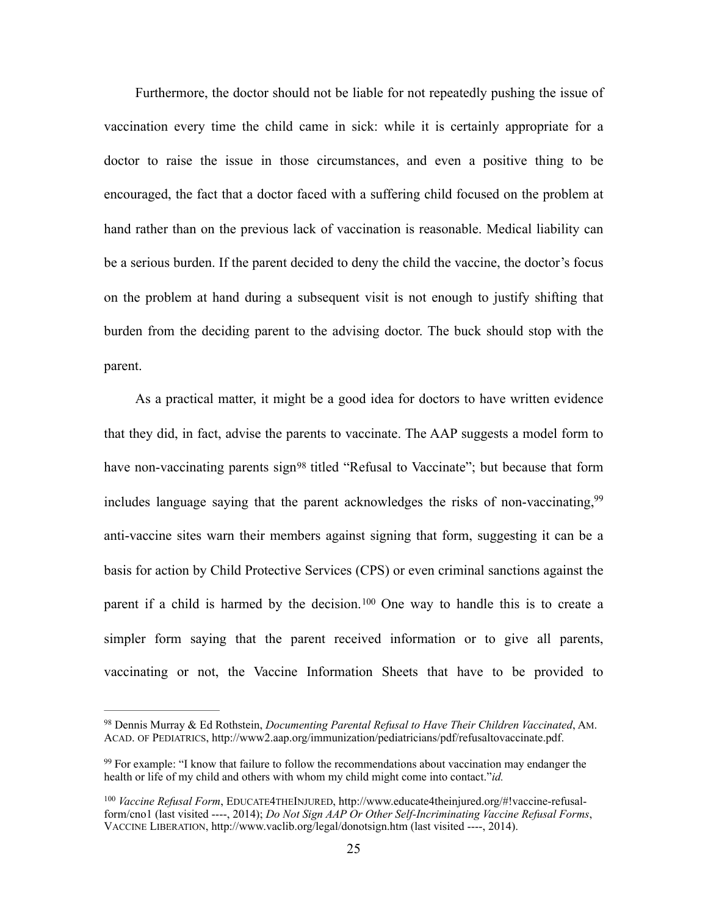Furthermore, the doctor should not be liable for not repeatedly pushing the issue of vaccination every time the child came in sick: while it is certainly appropriate for a doctor to raise the issue in those circumstances, and even a positive thing to be encouraged, the fact that a doctor faced with a suffering child focused on the problem at hand rather than on the previous lack of vaccination is reasonable. Medical liability can be a serious burden. If the parent decided to deny the child the vaccine, the doctor's focus on the problem at hand during a subsequent visit is not enough to justify shifting that burden from the deciding parent to the advising doctor. The buck should stop with the parent.

As a practical matter, it might be a good idea for doctors to have written evidence that they did, in fact, advise the parents to vaccinate. The AAP suggests a model form to have non-vaccinating parents sign[98] titled "Refusal to Vaccinate"; but because that form includes language saying that the parent acknowledges the risks of non-vaccinating,[99] anti-vaccine sites warn their members against signing that form, suggesting it can be a basis for action by Child Protective Services (CPS) or even criminal sanctions against the parent if a child is harmed by the decision.[100] One way to handle this is to create a simpler form saying that the parent received information or to give all parents, vaccinating or not, the Vaccine Information Sheets that have to be provided to

---

[98] Dennis Murray & Ed Rothstein, *Documenting Parental Refusal to Have Their Children Vaccinated*, AM. ACAD. OF PEDIATRICS, http://www2.aap.org/immunization/pediatricians/pdf/refusaltovaccinate.pdf.

[99] For example: "I know that failure to follow the recommendations about vaccination may endanger the health or life of my child and others with whom my child might come into contact."*id.*

[100] *Vaccine Refusal Form*, EDUCATE4THEINJURED, http://www.educate4theinjured.org/#!vaccine-refusal-form/cno1 (last visited ----, 2014); *Do Not Sign AAP Or Other Self-Incriminating Vaccine Refusal Forms*, VACCINE LIBERATION, http://www.vaclib.org/legal/donotsign.htm (last visited ----, 2014).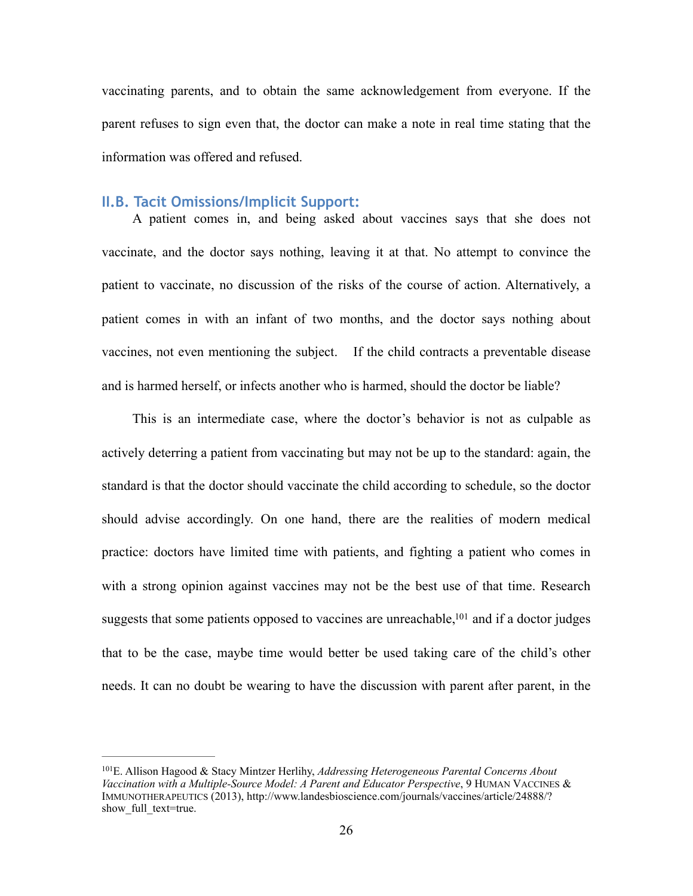vaccinating parents, and to obtain the same acknowledgement from everyone. If the parent refuses to sign even that, the doctor can make a note in real time stating that the information was offered and refused.

### II.B. Tacit Omissions/Implicit Support:

A patient comes in, and being asked about vaccines says that she does not vaccinate, and the doctor says nothing, leaving it at that. No attempt to convince the patient to vaccinate, no discussion of the risks of the course of action. Alternatively, a patient comes in with an infant of two months, and the doctor says nothing about vaccines, not even mentioning the subject. If the child contracts a preventable disease and is harmed herself, or infects another who is harmed, should the doctor be liable?

This is an intermediate case, where the doctor's behavior is not as culpable as actively deterring a patient from vaccinating but may not be up to the standard: again, the standard is that the doctor should vaccinate the child according to schedule, so the doctor should advise accordingly. On one hand, there are the realities of modern medical practice: doctors have limited time with patients, and fighting a patient who comes in with a strong opinion against vaccines may not be the best use of that time. Research suggests that some patients opposed to vaccines are unreachable,[101] and if a doctor judges that to be the case, maybe time would better be used taking care of the child's other needs. It can no doubt be wearing to have the discussion with parent after parent, in the

---

[101] E. Allison Hagood & Stacy Mintzer Herlihy, *Addressing Heterogeneous Parental Concerns About Vaccination with a Multiple-Source Model: A Parent and Educator Perspective*, 9 HUMAN VACCINES & IMMUNOTHERAPEUTICS (2013), http://www.landesbioscience.com/journals/vaccines/article/24888/?show_full_text=true.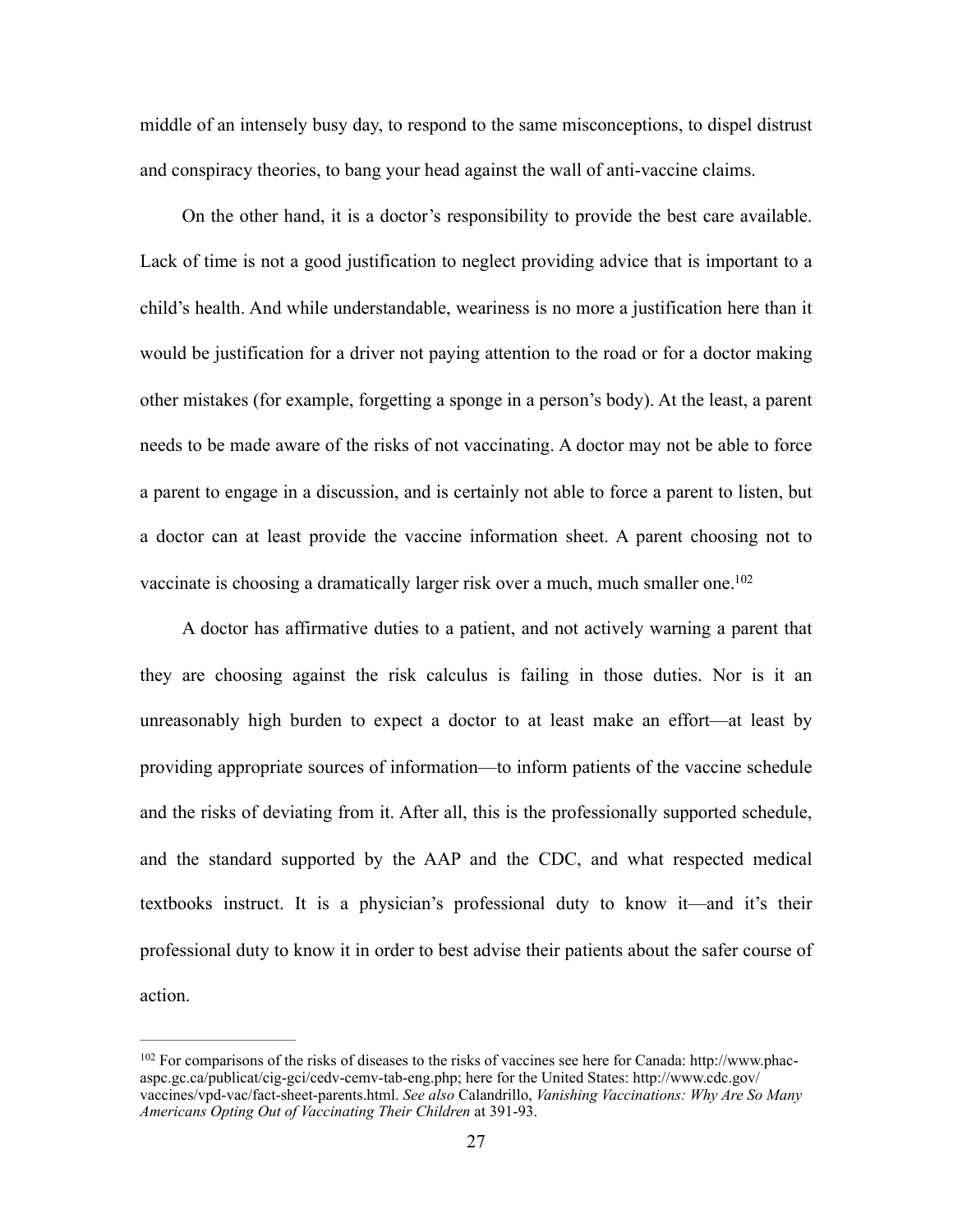middle of an intensely busy day, to respond to the same misconceptions, to dispel distrust and conspiracy theories, to bang your head against the wall of anti-vaccine claims.

On the other hand, it is a doctor's responsibility to provide the best care available. Lack of time is not a good justification to neglect providing advice that is important to a child's health. And while understandable, weariness is no more a justification here than it would be justification for a driver not paying attention to the road or for a doctor making other mistakes (for example, forgetting a sponge in a person's body). At the least, a parent needs to be made aware of the risks of not vaccinating. A doctor may not be able to force a parent to engage in a discussion, and is certainly not able to force a parent to listen, but a doctor can at least provide the vaccine information sheet. A parent choosing not to vaccinate is choosing a dramatically larger risk over a much, much smaller one.[102]

A doctor has affirmative duties to a patient, and not actively warning a parent that they are choosing against the risk calculus is failing in those duties. Nor is it an unreasonably high burden to expect a doctor to at least make an effort—at least by providing appropriate sources of information—to inform patients of the vaccine schedule and the risks of deviating from it. After all, this is the professionally supported schedule, and the standard supported by the AAP and the CDC, and what respected medical textbooks instruct. It is a physician's professional duty to know it—and it's their professional duty to know it in order to best advise their patients about the safer course of action.

---

[102] For comparisons of the risks of diseases to the risks of vaccines see here for Canada: http://www.phac-aspc.gc.ca/publicat/cig-gci/cedv-cemv-tab-eng.php; here for the United States: http://www.cdc.gov/vaccines/vpd-vac/fact-sheet-parents.html. *See also* Calandrillo, *Vanishing Vaccinations: Why Are So Many Americans Opting Out of Vaccinating Their Children* at 391-93.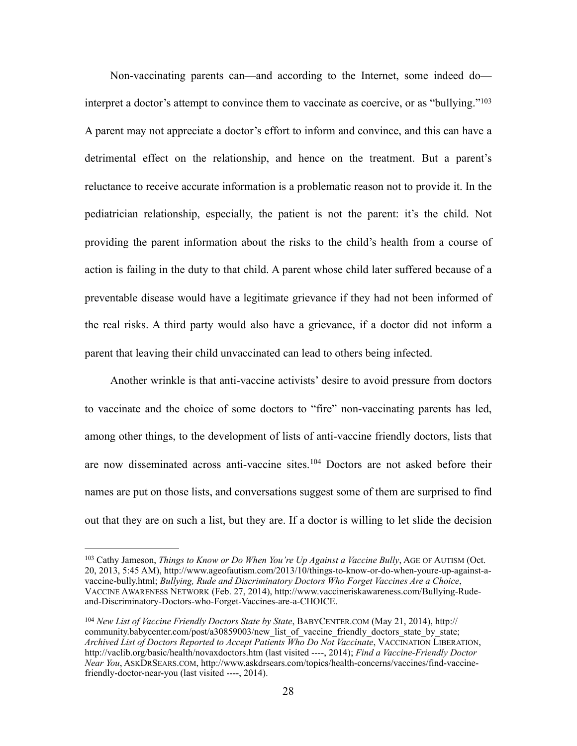Non-vaccinating parents can—and according to the Internet, some indeed do—interpret a doctor's attempt to convince them to vaccinate as coercive, or as "bullying."[103] A parent may not appreciate a doctor's effort to inform and convince, and this can have a detrimental effect on the relationship, and hence on the treatment. But a parent's reluctance to receive accurate information is a problematic reason not to provide it. In the pediatrician relationship, especially, the patient is not the parent: it's the child. Not providing the parent information about the risks to the child's health from a course of action is failing in the duty to that child. A parent whose child later suffered because of a preventable disease would have a legitimate grievance if they had not been informed of the real risks. A third party would also have a grievance, if a doctor did not inform a parent that leaving their child unvaccinated can lead to others being infected.

Another wrinkle is that anti-vaccine activists' desire to avoid pressure from doctors to vaccinate and the choice of some doctors to "fire" non-vaccinating parents has led, among other things, to the development of lists of anti-vaccine friendly doctors, lists that are now disseminated across anti-vaccine sites.[104] Doctors are not asked before their names are put on those lists, and conversations suggest some of them are surprised to find out that they are on such a list, but they are. If a doctor is willing to let slide the decision

---

[103] Cathy Jameson, *Things to Know or Do When You're Up Against a Vaccine Bully*, AGE OF AUTISM (Oct. 20, 2013, 5:45 AM), http://www.ageofautism.com/2013/10/things-to-know-or-do-when-youre-up-against-a-vaccine-bully.html; *Bullying, Rude and Discriminatory Doctors Who Forget Vaccines Are a Choice*, VACCINE AWARENESS NETWORK (Feb. 27, 2014), http://www.vaccineriskawareness.com/Bullying-Rude-and-Discriminatory-Doctors-who-Forget-Vaccines-are-a-CHOICE.

[104] *New List of Vaccine Friendly Doctors State by State*, BABYCENTER.COM (May 21, 2014), http://community.babycenter.com/post/a30859003/new_list_of_vaccine_friendly_doctors_state_by_state; *Archived List of Doctors Reported to Accept Patients Who Do Not Vaccinate*, VACCINATION LIBERATION, http://vaclib.org/basic/health/novaxdoctors.htm (last visited ----, 2014); *Find a Vaccine-Friendly Doctor Near You*, ASKDRSEARS.COM, http://www.askdrsears.com/topics/health-concerns/vaccines/find-vaccine-friendly-doctor-near-you (last visited ----, 2014).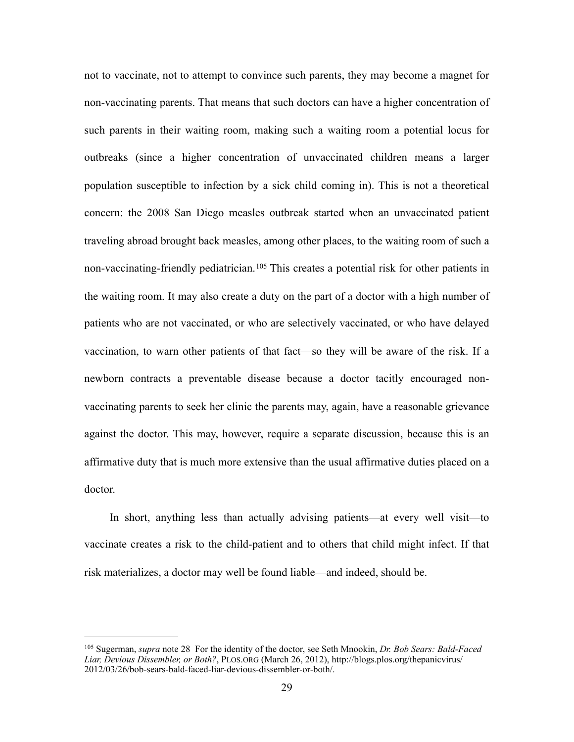not to vaccinate, not to attempt to convince such parents, they may become a magnet for non-vaccinating parents. That means that such doctors can have a higher concentration of such parents in their waiting room, making such a waiting room a potential locus for outbreaks (since a higher concentration of unvaccinated children means a larger population susceptible to infection by a sick child coming in). This is not a theoretical concern: the 2008 San Diego measles outbreak started when an unvaccinated patient traveling abroad brought back measles, among other places, to the waiting room of such a non-vaccinating-friendly pediatrician.[105] This creates a potential risk for other patients in the waiting room. It may also create a duty on the part of a doctor with a high number of patients who are not vaccinated, or who are selectively vaccinated, or who have delayed vaccination, to warn other patients of that fact—so they will be aware of the risk. If a newborn contracts a preventable disease because a doctor tacitly encouraged non-vaccinating parents to seek her clinic the parents may, again, have a reasonable grievance against the doctor. This may, however, require a separate discussion, because this is an affirmative duty that is much more extensive than the usual affirmative duties placed on a doctor.

In short, anything less than actually advising patients—at every well visit—to vaccinate creates a risk to the child-patient and to others that child might infect. If that risk materializes, a doctor may well be found liable—and indeed, should be.

---

[105] Sugerman, *supra* note 28 For the identity of the doctor, see Seth Mnookin, *Dr. Bob Sears: Bald-Faced Liar, Devious Dissembler, or Both?*, PLOS.ORG (March 26, 2012), http://blogs.plos.org/thepanicvirus/2012/03/26/bob-sears-bald-faced-liar-devious-dissembler-or-both/.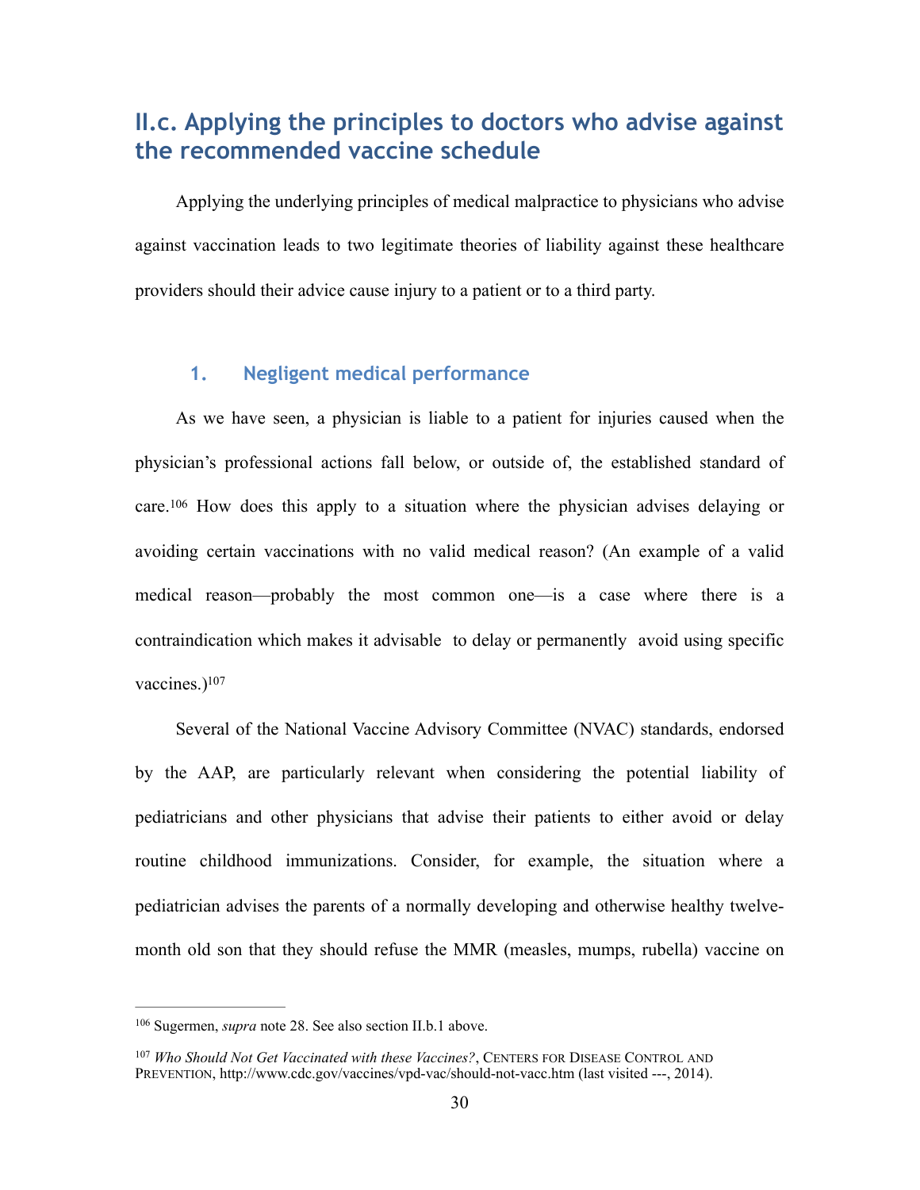## II.c. Applying the principles to doctors who advise against the recommended vaccine schedule

Applying the underlying principles of medical malpractice to physicians who advise against vaccination leads to two legitimate theories of liability against these healthcare providers should their advice cause injury to a patient or to a third party.

### 1. Negligent medical performance

As we have seen, a physician is liable to a patient for injuries caused when the physician's professional actions fall below, or outside of, the established standard of care.[106] How does this apply to a situation where the physician advises delaying or avoiding certain vaccinations with no valid medical reason? (An example of a valid medical reason—probably the most common one—is a case where there is a contraindication which makes it advisable to delay or permanently avoid using specific vaccines.)[107]

Several of the National Vaccine Advisory Committee (NVAC) standards, endorsed by the AAP, are particularly relevant when considering the potential liability of pediatricians and other physicians that advise their patients to either avoid or delay routine childhood immunizations. Consider, for example, the situation where a pediatrician advises the parents of a normally developing and otherwise healthy twelve-month old son that they should refuse the MMR (measles, mumps, rubella) vaccine on

---

[106] Sugermen, *supra* note 28. See also section II.b.1 above.

[107] *Who Should Not Get Vaccinated with these Vaccines?*, Centers for Disease Control and Prevention, http://www.cdc.gov/vaccines/vpd-vac/should-not-vacc.htm (last visited ---, 2014).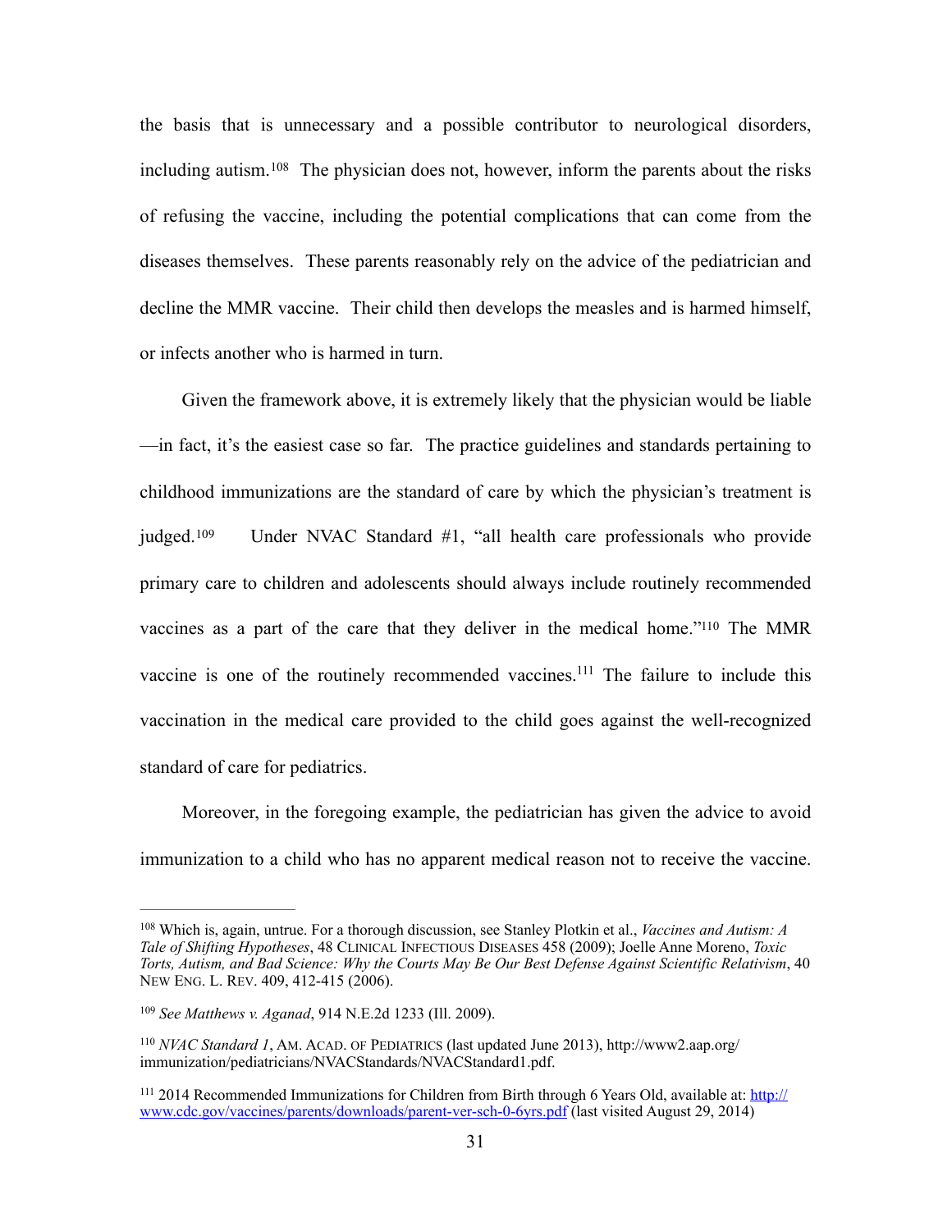the basis that is unnecessary and a possible contributor to neurological disorders, including autism.[108] The physician does not, however, inform the parents about the risks of refusing the vaccine, including the potential complications that can come from the diseases themselves. These parents reasonably rely on the advice of the pediatrician and decline the MMR vaccine. Their child then develops the measles and is harmed himself, or infects another who is harmed in turn.

Given the framework above, it is extremely likely that the physician would be liable —in fact, it's the easiest case so far. The practice guidelines and standards pertaining to childhood immunizations are the standard of care by which the physician's treatment is judged.[109] Under NVAC Standard #1, "all health care professionals who provide primary care to children and adolescents should always include routinely recommended vaccines as a part of the care that they deliver in the medical home."[110] The MMR vaccine is one of the routinely recommended vaccines.[111] The failure to include this vaccination in the medical care provided to the child goes against the well-recognized standard of care for pediatrics.

Moreover, in the foregoing example, the pediatrician has given the advice to avoid immunization to a child who has no apparent medical reason not to receive the vaccine.

---

[108] Which is, again, untrue. For a thorough discussion, see Stanley Plotkin et al., *Vaccines and Autism: A Tale of Shifting Hypotheses*, 48 CLINICAL INFECTIOUS DISEASES 458 (2009); Joelle Anne Moreno, *Toxic Torts, Autism, and Bad Science: Why the Courts May Be Our Best Defense Against Scientific Relativism*, 40 NEW ENG. L. REV. 409, 412-415 (2006).

[109] *See Matthews v. Aganad*, 914 N.E.2d 1233 (Ill. 2009).

[110] *NVAC Standard 1*, AM. ACAD. OF PEDIATRICS (last updated June 2013), http://www2.aap.org/immunization/pediatricians/NVACStandards/NVACStandard1.pdf.

[111] 2014 Recommended Immunizations for Children from Birth through 6 Years Old, available at: http://www.cdc.gov/vaccines/parents/downloads/parent-ver-sch-0-6yrs.pdf (last visited August 29, 2014)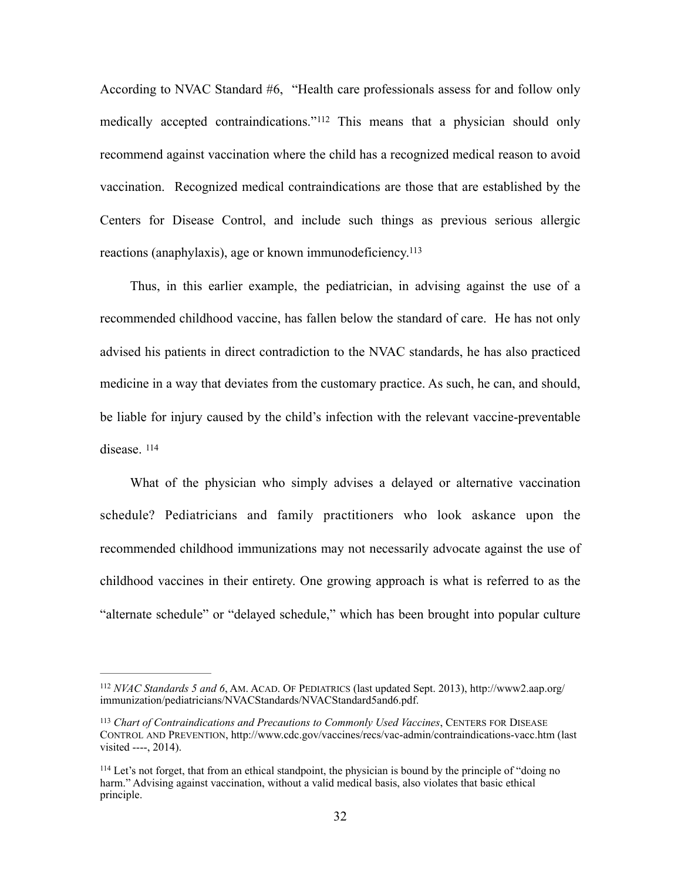According to NVAC Standard #6, "Health care professionals assess for and follow only medically accepted contraindications."[112] This means that a physician should only recommend against vaccination where the child has a recognized medical reason to avoid vaccination. Recognized medical contraindications are those that are established by the Centers for Disease Control, and include such things as previous serious allergic reactions (anaphylaxis), age or known immunodeficiency.[113]

Thus, in this earlier example, the pediatrician, in advising against the use of a recommended childhood vaccine, has fallen below the standard of care. He has not only advised his patients in direct contradiction to the NVAC standards, he has also practiced medicine in a way that deviates from the customary practice. As such, he can, and should, be liable for injury caused by the child's infection with the relevant vaccine-preventable disease. [114]

What of the physician who simply advises a delayed or alternative vaccination schedule? Pediatricians and family practitioners who look askance upon the recommended childhood immunizations may not necessarily advocate against the use of childhood vaccines in their entirety. One growing approach is what is referred to as the "alternate schedule" or "delayed schedule," which has been brought into popular culture

---

[112] *NVAC Standards 5 and 6*, AM. ACAD. OF PEDIATRICS (last updated Sept. 2013), http://www2.aap.org/immunization/pediatricians/NVACStandards/NVACStandard5and6.pdf.

[113] *Chart of Contraindications and Precautions to Commonly Used Vaccines*, CENTERS FOR DISEASE CONTROL AND PREVENTION, http://www.cdc.gov/vaccines/recs/vac-admin/contraindications-vacc.htm (last visited ----, 2014).

[114] Let's not forget, that from an ethical standpoint, the physician is bound by the principle of "doing no harm." Advising against vaccination, without a valid medical basis, also violates that basic ethical principle.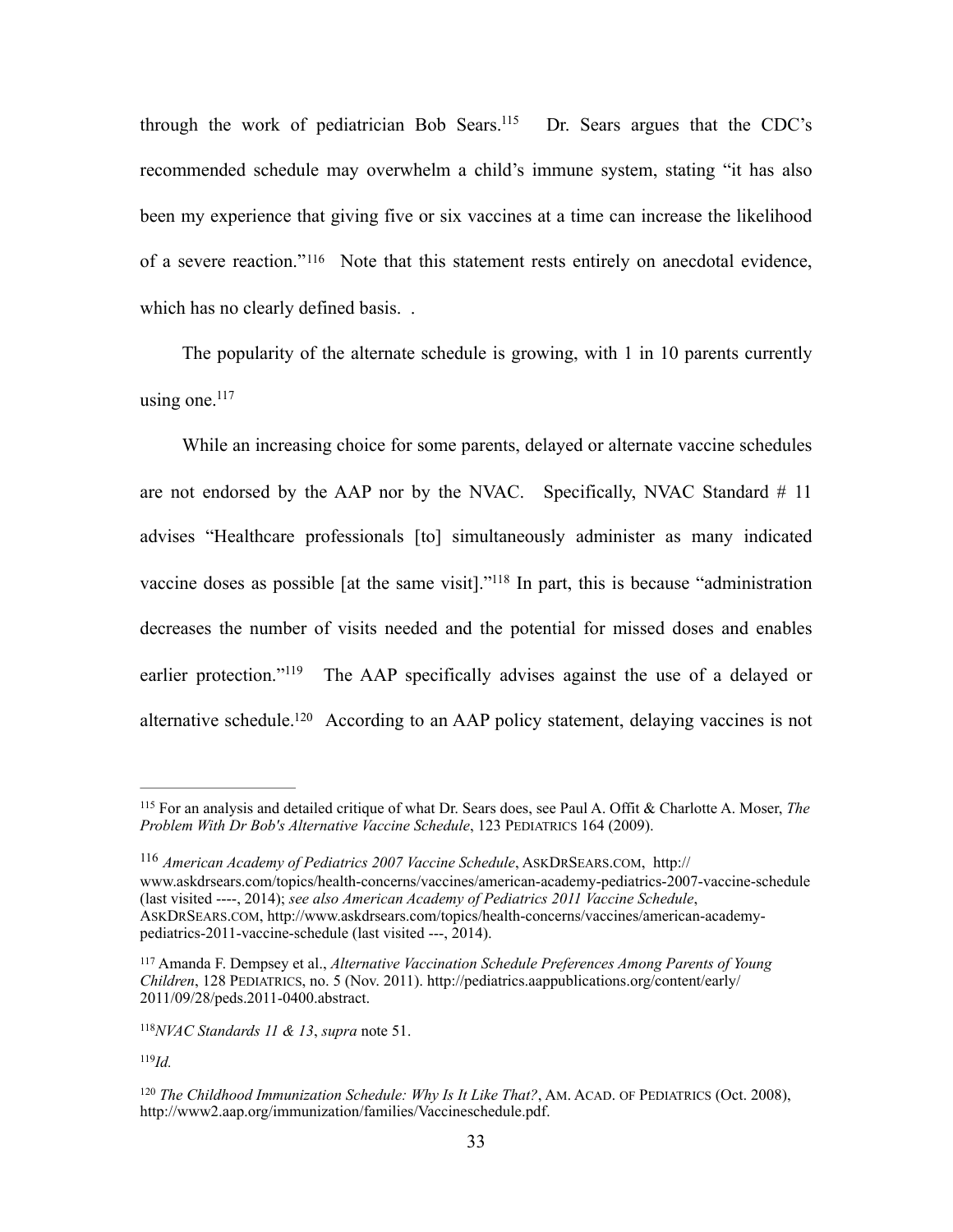through the work of pediatrician Bob Sears.[115] Dr. Sears argues that the CDC's recommended schedule may overwhelm a child's immune system, stating "it has also been my experience that giving five or six vaccines at a time can increase the likelihood of a severe reaction."[116] Note that this statement rests entirely on anecdotal evidence, which has no clearly defined basis. .

The popularity of the alternate schedule is growing, with 1 in 10 parents currently using one.[117]

While an increasing choice for some parents, delayed or alternate vaccine schedules are not endorsed by the AAP nor by the NVAC. Specifically, NVAC Standard # 11 advises "Healthcare professionals [to] simultaneously administer as many indicated vaccine doses as possible [at the same visit]."[118] In part, this is because "administration decreases the number of visits needed and the potential for missed doses and enables earlier protection."[119] The AAP specifically advises against the use of a delayed or alternative schedule.[120] According to an AAP policy statement, delaying vaccines is not

---

[115] For an analysis and detailed critique of what Dr. Sears does, see Paul A. Offit & Charlotte A. Moser, *The Problem With Dr Bob's Alternative Vaccine Schedule*, 123 PEDIATRICS 164 (2009).

[116] *American Academy of Pediatrics 2007 Vaccine Schedule*, ASKDRSEARS.COM, http://www.askdrsears.com/topics/health-concerns/vaccines/american-academy-pediatrics-2007-vaccine-schedule (last visited ----, 2014); *see also American Academy of Pediatrics 2011 Vaccine Schedule*, ASKDRSEARS.COM, http://www.askdrsears.com/topics/health-concerns/vaccines/american-academy-pediatrics-2011-vaccine-schedule (last visited ---, 2014).

[117] Amanda F. Dempsey et al., *Alternative Vaccination Schedule Preferences Among Parents of Young Children*, 128 PEDIATRICS, no. 5 (Nov. 2011). http://pediatrics.aappublications.org/content/early/2011/09/28/peds.2011-0400.abstract.

[118] *NVAC Standards 11 & 13*, *supra* note 51.

[119] *Id.*

[120] *The Childhood Immunization Schedule: Why Is It Like That?*, AM. ACAD. OF PEDIATRICS (Oct. 2008), http://www2.aap.org/immunization/families/Vaccineschedule.pdf.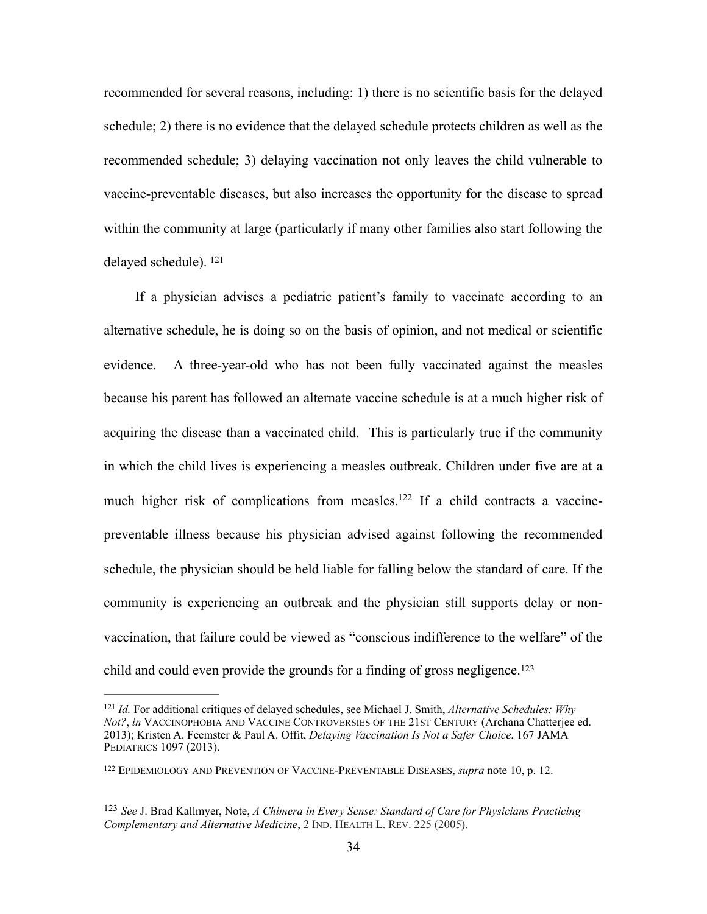recommended for several reasons, including: 1) there is no scientific basis for the delayed schedule; 2) there is no evidence that the delayed schedule protects children as well as the recommended schedule; 3) delaying vaccination not only leaves the child vulnerable to vaccine-preventable diseases, but also increases the opportunity for the disease to spread within the community at large (particularly if many other families also start following the delayed schedule). [121]

If a physician advises a pediatric patient's family to vaccinate according to an alternative schedule, he is doing so on the basis of opinion, and not medical or scientific evidence. A three-year-old who has not been fully vaccinated against the measles because his parent has followed an alternate vaccine schedule is at a much higher risk of acquiring the disease than a vaccinated child. This is particularly true if the community in which the child lives is experiencing a measles outbreak. Children under five are at a much higher risk of complications from measles.[122] If a child contracts a vaccine-preventable illness because his physician advised against following the recommended schedule, the physician should be held liable for falling below the standard of care. If the community is experiencing an outbreak and the physician still supports delay or non-vaccination, that failure could be viewed as "conscious indifference to the welfare" of the child and could even provide the grounds for a finding of gross negligence.[123]

---

[121] *Id.* For additional critiques of delayed schedules, see Michael J. Smith, *Alternative Schedules: Why Not?*, *in* VACCINOPHOBIA AND VACCINE CONTROVERSIES OF THE 21ST CENTURY (Archana Chatterjee ed. 2013); Kristen A. Feemster & Paul A. Offit, *Delaying Vaccination Is Not a Safer Choice*, 167 JAMA PEDIATRICS 1097 (2013).

[122] EPIDEMIOLOGY AND PREVENTION OF VACCINE-PREVENTABLE DISEASES, *supra* note 10, p. 12.

[123] *See* J. Brad Kallmyer, Note, *A Chimera in Every Sense: Standard of Care for Physicians Practicing Complementary and Alternative Medicine*, 2 IND. HEALTH L. REV. 225 (2005).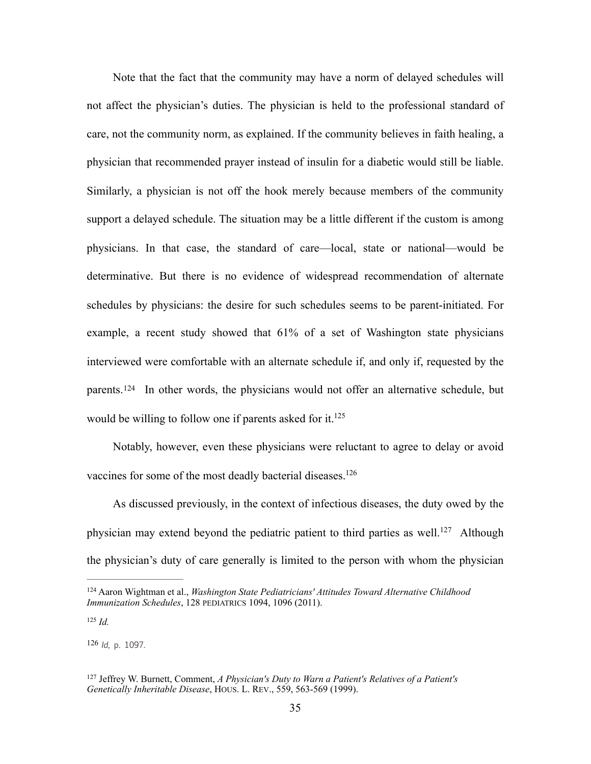Note that the fact that the community may have a norm of delayed schedules will not affect the physician's duties. The physician is held to the professional standard of care, not the community norm, as explained. If the community believes in faith healing, a physician that recommended prayer instead of insulin for a diabetic would still be liable. Similarly, a physician is not off the hook merely because members of the community support a delayed schedule. The situation may be a little different if the custom is among physicians. In that case, the standard of care—local, state or national—would be determinative. But there is no evidence of widespread recommendation of alternate schedules by physicians: the desire for such schedules seems to be parent-initiated. For example, a recent study showed that 61% of a set of Washington state physicians interviewed were comfortable with an alternate schedule if, and only if, requested by the parents.[124] In other words, the physicians would not offer an alternative schedule, but would be willing to follow one if parents asked for it.[125]

Notably, however, even these physicians were reluctant to agree to delay or avoid vaccines for some of the most deadly bacterial diseases.[126]

As discussed previously, in the context of infectious diseases, the duty owed by the physician may extend beyond the pediatric patient to third parties as well.[127] Although the physician's duty of care generally is limited to the person with whom the physician

---

[124] Aaron Wightman et al., *Washington State Pediatricians' Attitudes Toward Alternative Childhood Immunization Schedules*, 128 PEDIATRICS 1094, 1096 (2011).

[125] *Id.*

[126] *Id,* p. 1097.

[127] Jeffrey W. Burnett, Comment, *A Physician's Duty to Warn a Patient's Relatives of a Patient's Genetically Inheritable Disease*, HOUS. L. REV., 559, 563-569 (1999).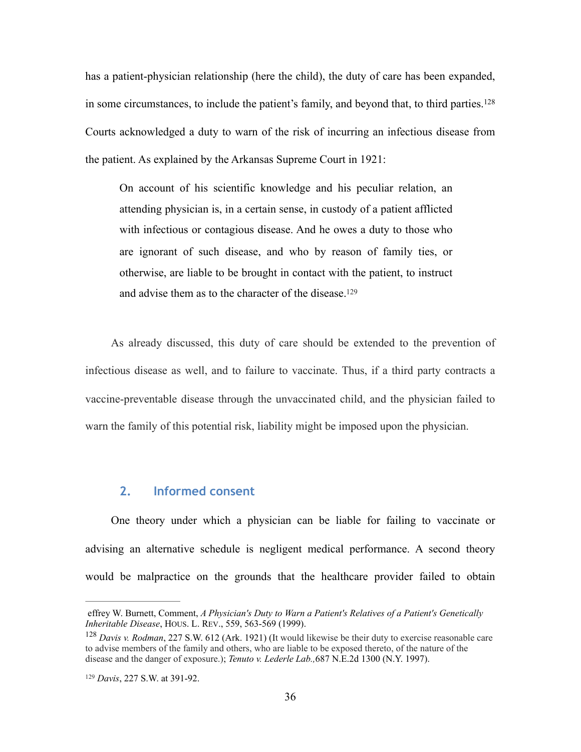has a patient-physician relationship (here the child), the duty of care has been expanded, in some circumstances, to include the patient's family, and beyond that, to third parties.[128] Courts acknowledged a duty to warn of the risk of incurring an infectious disease from the patient. As explained by the Arkansas Supreme Court in 1921:

> On account of his scientific knowledge and his peculiar relation, an attending physician is, in a certain sense, in custody of a patient afflicted with infectious or contagious disease. And he owes a duty to those who are ignorant of such disease, and who by reason of family ties, or otherwise, are liable to be brought in contact with the patient, to instruct and advise them as to the character of the disease.[129]

As already discussed, this duty of care should be extended to the prevention of infectious disease as well, and to failure to vaccinate. Thus, if a third party contracts a vaccine-preventable disease through the unvaccinated child, and the physician failed to warn the family of this potential risk, liability might be imposed upon the physician.

## 2. Informed consent

One theory under which a physician can be liable for failing to vaccinate or advising an alternative schedule is negligent medical performance. A second theory would be malpractice on the grounds that the healthcare provider failed to obtain

---

effrey W. Burnett, Comment, *A Physician's Duty to Warn a Patient's Relatives of a Patient's Genetically Inheritable Disease*, HOUS. L. REV., 559, 563-569 (1999).

[128] *Davis v. Rodman*, 227 S.W. 612 (Ark. 1921) (It would likewise be their duty to exercise reasonable care to advise members of the family and others, who are liable to be exposed thereto, of the nature of the disease and the danger of exposure.); *Tenuto v. Lederle Lab.,*687 N.E.2d 1300 (N.Y. 1997).

[129] *Davis*, 227 S.W. at 391-92.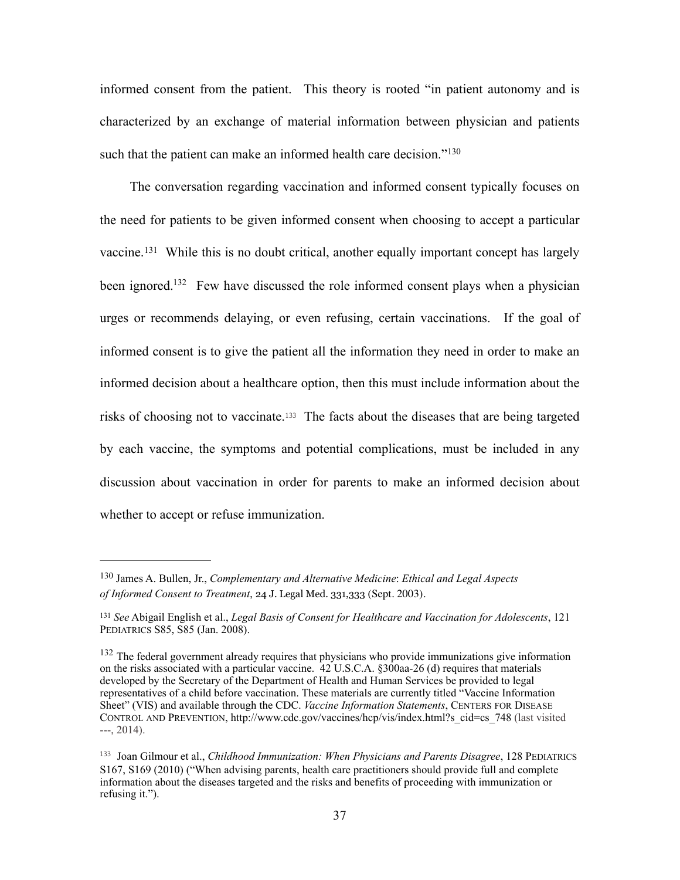informed consent from the patient. This theory is rooted "in patient autonomy and is characterized by an exchange of material information between physician and patients such that the patient can make an informed health care decision."[130]

The conversation regarding vaccination and informed consent typically focuses on the need for patients to be given informed consent when choosing to accept a particular vaccine.[131] While this is no doubt critical, another equally important concept has largely been ignored.[132] Few have discussed the role informed consent plays when a physician urges or recommends delaying, or even refusing, certain vaccinations. If the goal of informed consent is to give the patient all the information they need in order to make an informed decision about a healthcare option, then this must include information about the risks of choosing not to vaccinate.[133] The facts about the diseases that are being targeted by each vaccine, the symptoms and potential complications, must be included in any discussion about vaccination in order for parents to make an informed decision about whether to accept or refuse immunization.

---

[130] James A. Bullen, Jr., *Complementary and Alternative Medicine*: *Ethical and Legal Aspects of Informed Consent to Treatment*, 24 J. Legal Med. 331,333 (Sept. 2003).

[131] *See* Abigail English et al., *Legal Basis of Consent for Healthcare and Vaccination for Adolescents*, 121 PEDIATRICS S85, S85 (Jan. 2008).

[132] The federal government already requires that physicians who provide immunizations give information on the risks associated with a particular vaccine. 42 U.S.C.A. §300aa-26 (d) requires that materials developed by the Secretary of the Department of Health and Human Services be provided to legal representatives of a child before vaccination. These materials are currently titled "Vaccine Information Sheet" (VIS) and available through the CDC. *Vaccine Information Statements*, CENTERS FOR DISEASE CONTROL AND PREVENTION, http://www.cdc.gov/vaccines/hcp/vis/index.html?s_cid=cs_748 (last visited ---, 2014).

[133] Joan Gilmour et al., *Childhood Immunization: When Physicians and Parents Disagree*, 128 PEDIATRICS S167, S169 (2010) ("When advising parents, health care practitioners should provide full and complete information about the diseases targeted and the risks and benefits of proceeding with immunization or refusing it.").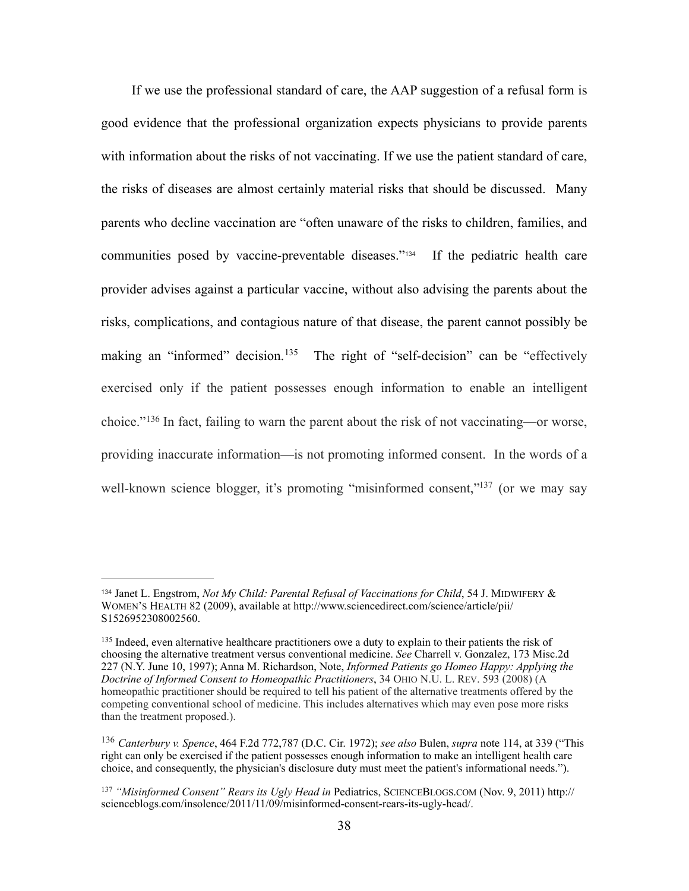If we use the professional standard of care, the AAP suggestion of a refusal form is good evidence that the professional organization expects physicians to provide parents with information about the risks of not vaccinating. If we use the patient standard of care, the risks of diseases are almost certainly material risks that should be discussed. Many parents who decline vaccination are "often unaware of the risks to children, families, and communities posed by vaccine-preventable diseases."[134] If the pediatric health care provider advises against a particular vaccine, without also advising the parents about the risks, complications, and contagious nature of that disease, the parent cannot possibly be making an "informed" decision.[135] The right of "self-decision" can be "effectively exercised only if the patient possesses enough information to enable an intelligent choice."[136] In fact, failing to warn the parent about the risk of not vaccinating—or worse, providing inaccurate information—is not promoting informed consent. In the words of a well-known science blogger, it's promoting "misinformed consent,"[137] (or we may say

---

[134] Janet L. Engstrom, *Not My Child: Parental Refusal of Vaccinations for Child*, 54 J. MIDWIFERY & WOMEN'S HEALTH 82 (2009), available at http://www.sciencedirect.com/science/article/pii/S1526952308002560.

[135] Indeed, even alternative healthcare practitioners owe a duty to explain to their patients the risk of choosing the alternative treatment versus conventional medicine. *See* Charrell v. Gonzalez, 173 Misc.2d 227 (N.Y. June 10, 1997); Anna M. Richardson, Note, *Informed Patients go Homeo Happy: Applying the Doctrine of Informed Consent to Homeopathic Practitioners*, 34 OHIO N.U. L. REV. 593 (2008) (A homeopathic practitioner should be required to tell his patient of the alternative treatments offered by the competing conventional school of medicine. This includes alternatives which may even pose more risks than the treatment proposed.).

[136] *Canterbury v. Spence*, 464 F.2d 772,787 (D.C. Cir. 1972); *see also* Bulen, *supra* note 114, at 339 ("This right can only be exercised if the patient possesses enough information to make an intelligent health care choice, and consequently, the physician's disclosure duty must meet the patient's informational needs.").

[137] *"Misinformed Consent" Rears its Ugly Head in* Pediatrics, SCIENCEBLOGS.COM (Nov. 9, 2011) http://scienceblogs.com/insolence/2011/11/09/misinformed-consent-rears-its-ugly-head/.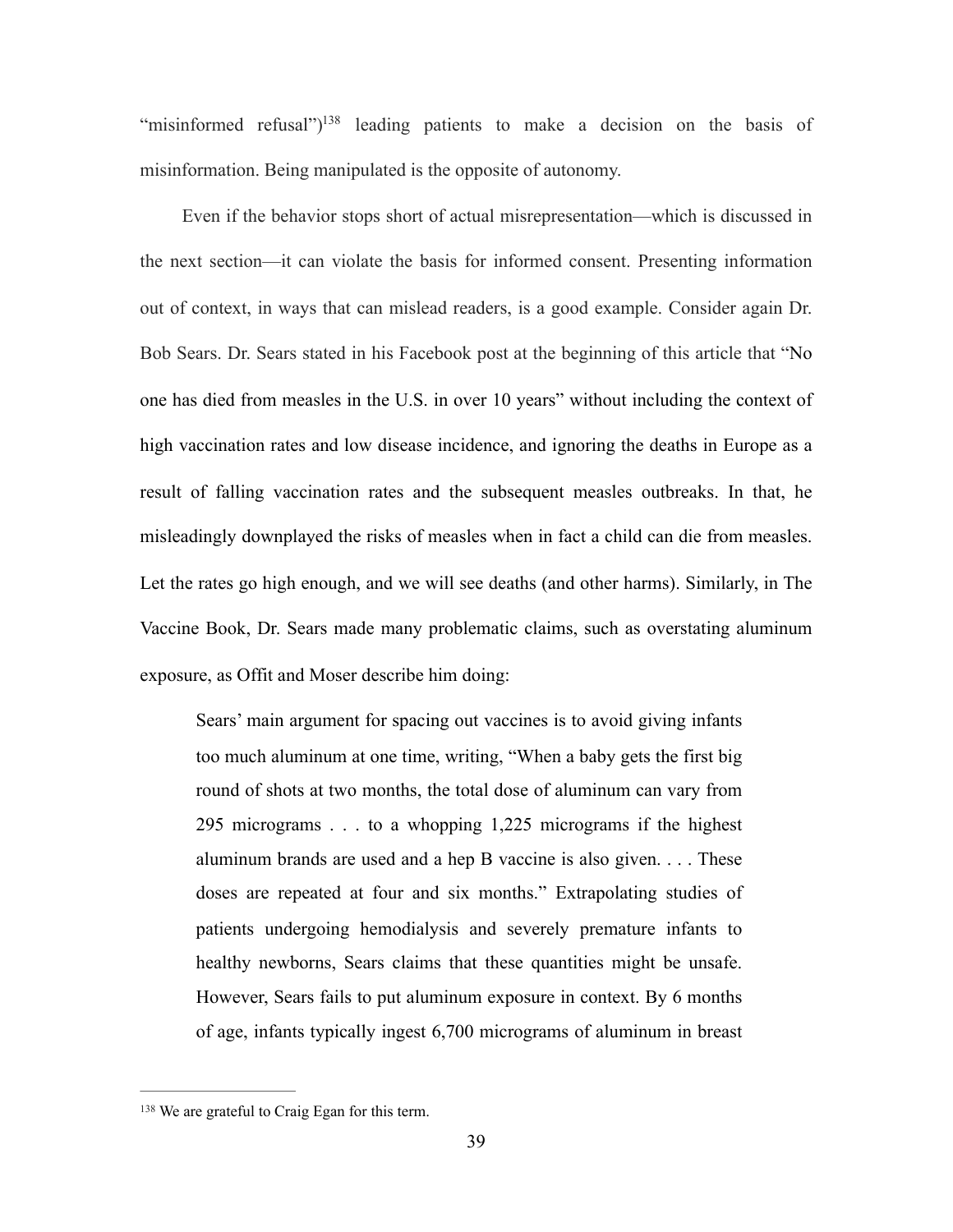"misinformed refusal")[138] leading patients to make a decision on the basis of misinformation. Being manipulated is the opposite of autonomy.

Even if the behavior stops short of actual misrepresentation—which is discussed in the next section—it can violate the basis for informed consent. Presenting information out of context, in ways that can mislead readers, is a good example. Consider again Dr. Bob Sears. Dr. Sears stated in his Facebook post at the beginning of this article that "No one has died from measles in the U.S. in over 10 years" without including the context of high vaccination rates and low disease incidence, and ignoring the deaths in Europe as a result of falling vaccination rates and the subsequent measles outbreaks. In that, he misleadingly downplayed the risks of measles when in fact a child can die from measles. Let the rates go high enough, and we will see deaths (and other harms). Similarly, in The Vaccine Book, Dr. Sears made many problematic claims, such as overstating aluminum exposure, as Offit and Moser describe him doing:

> Sears' main argument for spacing out vaccines is to avoid giving infants too much aluminum at one time, writing, "When a baby gets the first big round of shots at two months, the total dose of aluminum can vary from 295 micrograms . . . to a whopping 1,225 micrograms if the highest aluminum brands are used and a hep B vaccine is also given. . . . These doses are repeated at four and six months." Extrapolating studies of patients undergoing hemodialysis and severely premature infants to healthy newborns, Sears claims that these quantities might be unsafe. However, Sears fails to put aluminum exposure in context. By 6 months of age, infants typically ingest 6,700 micrograms of aluminum in breast

---

[138] We are grateful to Craig Egan for this term.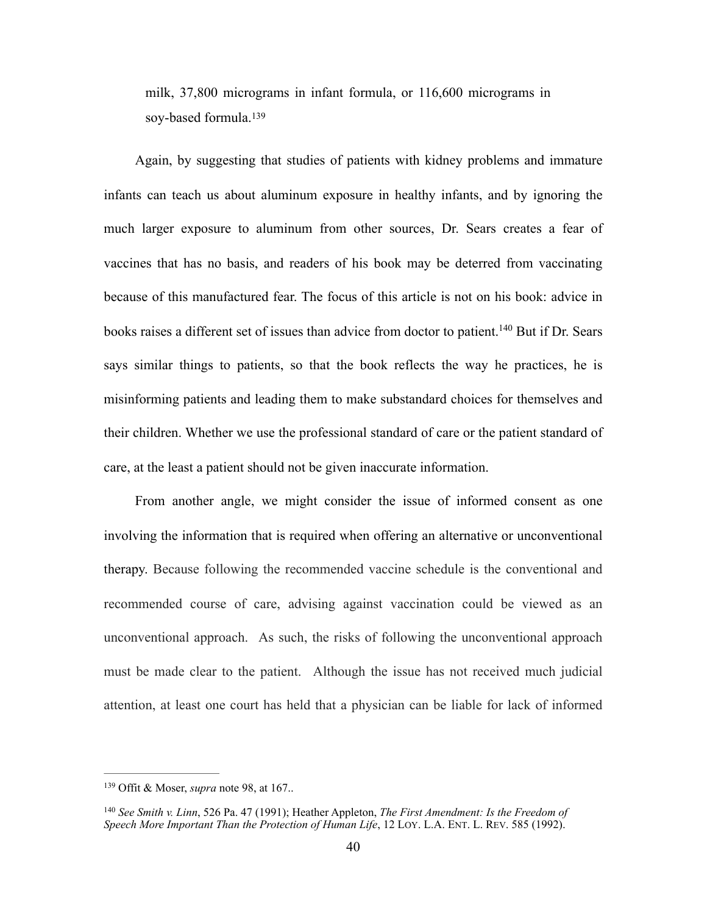milk, 37,800 micrograms in infant formula, or 116,600 micrograms in soy-based formula.[139]

Again, by suggesting that studies of patients with kidney problems and immature infants can teach us about aluminum exposure in healthy infants, and by ignoring the much larger exposure to aluminum from other sources, Dr. Sears creates a fear of vaccines that has no basis, and readers of his book may be deterred from vaccinating because of this manufactured fear. The focus of this article is not on his book: advice in books raises a different set of issues than advice from doctor to patient.[140] But if Dr. Sears says similar things to patients, so that the book reflects the way he practices, he is misinforming patients and leading them to make substandard choices for themselves and their children. Whether we use the professional standard of care or the patient standard of care, at the least a patient should not be given inaccurate information.

From another angle, we might consider the issue of informed consent as one involving the information that is required when offering an alternative or unconventional therapy. Because following the recommended vaccine schedule is the conventional and recommended course of care, advising against vaccination could be viewed as an unconventional approach. As such, the risks of following the unconventional approach must be made clear to the patient. Although the issue has not received much judicial attention, at least one court has held that a physician can be liable for lack of informed

---

[139] Offit & Moser, *supra* note 98, at 167..

[140] *See Smith v. Linn*, 526 Pa. 47 (1991); Heather Appleton, *The First Amendment: Is the Freedom of Speech More Important Than the Protection of Human Life*, 12 LOY. L.A. ENT. L. REV. 585 (1992).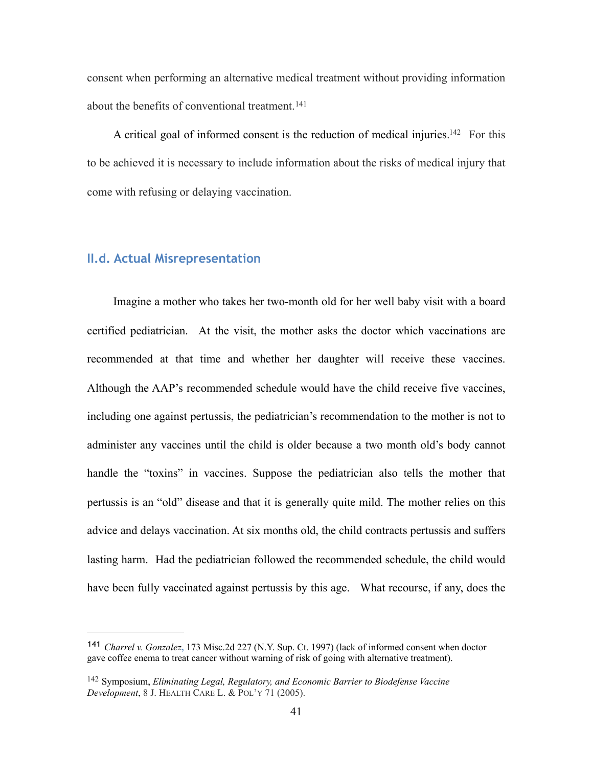consent when performing an alternative medical treatment without providing information about the benefits of conventional treatment.[141]

A critical goal of informed consent is the reduction of medical injuries.[142] For this to be achieved it is necessary to include information about the risks of medical injury that come with refusing or delaying vaccination.

## II.d. Actual Misrepresentation

Imagine a mother who takes her two-month old for her well baby visit with a board certified pediatrician. At the visit, the mother asks the doctor which vaccinations are recommended at that time and whether her daughter will receive these vaccines. Although the AAP's recommended schedule would have the child receive five vaccines, including one against pertussis, the pediatrician's recommendation to the mother is not to administer any vaccines until the child is older because a two month old's body cannot handle the "toxins" in vaccines. Suppose the pediatrician also tells the mother that pertussis is an "old" disease and that it is generally quite mild. The mother relies on this advice and delays vaccination. At six months old, the child contracts pertussis and suffers lasting harm. Had the pediatrician followed the recommended schedule, the child would have been fully vaccinated against pertussis by this age. What recourse, if any, does the

---

[141] *Charrel v. Gonzalez*, 173 Misc.2d 227 (N.Y. Sup. Ct. 1997) (lack of informed consent when doctor gave coffee enema to treat cancer without warning of risk of going with alternative treatment).

[142] Symposium, *Eliminating Legal, Regulatory, and Economic Barrier to Biodefense Vaccine Development*, 8 J. HEALTH CARE L. & POL'Y 71 (2005).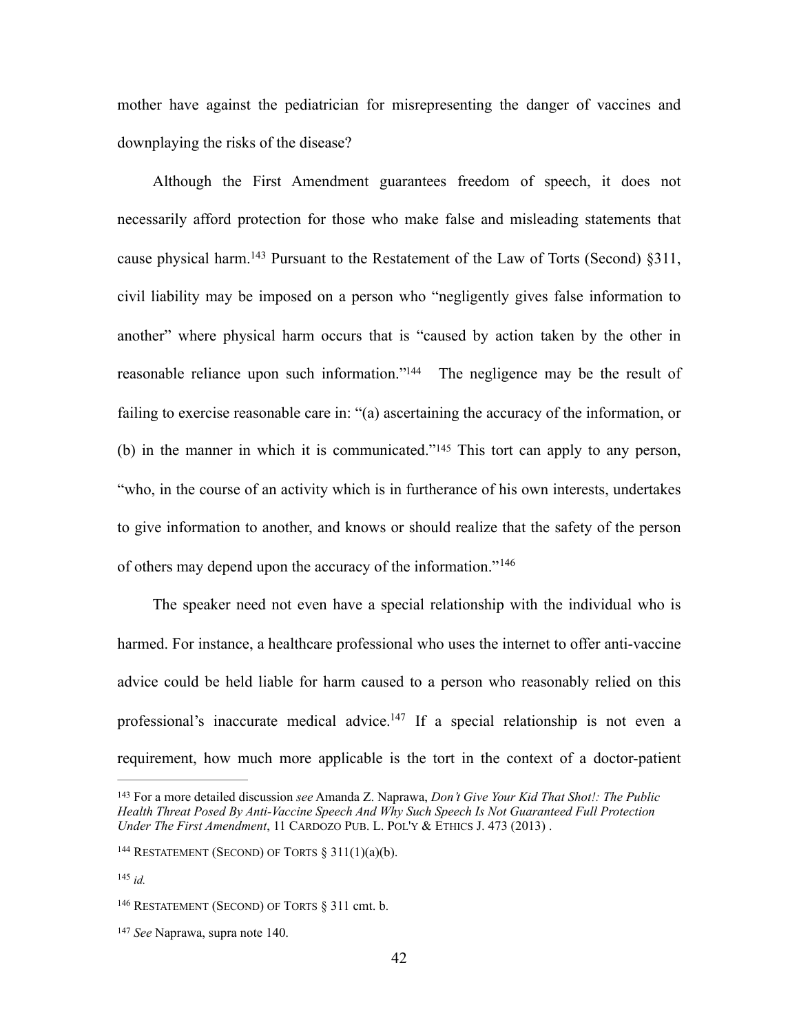mother have against the pediatrician for misrepresenting the danger of vaccines and downplaying the risks of the disease?

Although the First Amendment guarantees freedom of speech, it does not necessarily afford protection for those who make false and misleading statements that cause physical harm.[143] Pursuant to the Restatement of the Law of Torts (Second) §311, civil liability may be imposed on a person who "negligently gives false information to another" where physical harm occurs that is "caused by action taken by the other in reasonable reliance upon such information."[144] The negligence may be the result of failing to exercise reasonable care in: "(a) ascertaining the accuracy of the information, or (b) in the manner in which it is communicated."[145] This tort can apply to any person, "who, in the course of an activity which is in furtherance of his own interests, undertakes to give information to another, and knows or should realize that the safety of the person of others may depend upon the accuracy of the information."[146]

The speaker need not even have a special relationship with the individual who is harmed. For instance, a healthcare professional who uses the internet to offer anti-vaccine advice could be held liable for harm caused to a person who reasonably relied on this professional's inaccurate medical advice.[147] If a special relationship is not even a requirement, how much more applicable is the tort in the context of a doctor-patient

---

[143] For a more detailed discussion *see* Amanda Z. Naprawa, *Don't Give Your Kid That Shot!: The Public Health Threat Posed By Anti-Vaccine Speech And Why Such Speech Is Not Guaranteed Full Protection Under The First Amendment*, 11 CARDOZO PUB. L. POL'Y & ETHICS J. 473 (2013) .

[144] RESTATEMENT (SECOND) OF TORTS § 311(1)(a)(b).

[145] *id.*

[146] RESTATEMENT (SECOND) OF TORTS § 311 cmt. b.

[147] *See* Naprawa, supra note 140.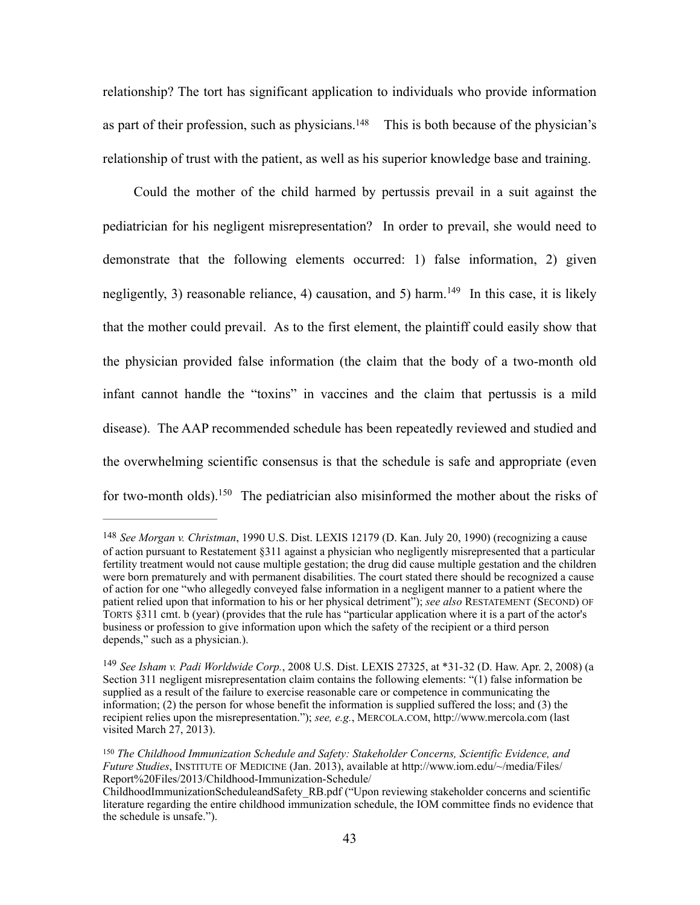relationship? The tort has significant application to individuals who provide information as part of their profession, such as physicians.[148] This is both because of the physician's relationship of trust with the patient, as well as his superior knowledge base and training.

Could the mother of the child harmed by pertussis prevail in a suit against the pediatrician for his negligent misrepresentation? In order to prevail, she would need to demonstrate that the following elements occurred: 1) false information, 2) given negligently, 3) reasonable reliance, 4) causation, and 5) harm.[149] In this case, it is likely that the mother could prevail. As to the first element, the plaintiff could easily show that the physician provided false information (the claim that the body of a two-month old infant cannot handle the "toxins" in vaccines and the claim that pertussis is a mild disease). The AAP recommended schedule has been repeatedly reviewed and studied and the overwhelming scientific consensus is that the schedule is safe and appropriate (even for two-month olds).[150] The pediatrician also misinformed the mother about the risks of

---

[148] *See Morgan v. Christman*, 1990 U.S. Dist. LEXIS 12179 (D. Kan. July 20, 1990) (recognizing a cause of action pursuant to Restatement §311 against a physician who negligently misrepresented that a particular fertility treatment would not cause multiple gestation; the drug did cause multiple gestation and the children were born prematurely and with permanent disabilities. The court stated there should be recognized a cause of action for one "who allegedly conveyed false information in a negligent manner to a patient where the patient relied upon that information to his or her physical detriment"); *see also* RESTATEMENT (SECOND) OF TORTS §311 cmt. b (year) (provides that the rule has "particular application where it is a part of the actor's business or profession to give information upon which the safety of the recipient or a third person depends," such as a physician.).

[149] *See Isham v. Padi Worldwide Corp.*, 2008 U.S. Dist. LEXIS 27325, at *31-32 (D. Haw. Apr. 2, 2008) (a Section 311 negligent misrepresentation claim contains the following elements: "(1) false information be supplied as a result of the failure to exercise reasonable care or competence in communicating the information; (2) the person for whose benefit the information is supplied suffered the loss; and (3) the recipient relies upon the misrepresentation."); *see, e.g.*, MERCOLA.COM, http://www.mercola.com (last visited March 27, 2013).

[150] *The Childhood Immunization Schedule and Safety: Stakeholder Concerns, Scientific Evidence, and Future Studies*, INSTITUTE OF MEDICINE (Jan. 2013), available at http://www.iom.edu/~/media/Files/Report%20Files/2013/Childhood-Immunization-Schedule/ChildhoodImmunizationScheduleandSafety_RB.pdf ("Upon reviewing stakeholder concerns and scientific literature regarding the entire childhood immunization schedule, the IOM committee finds no evidence that the schedule is unsafe.").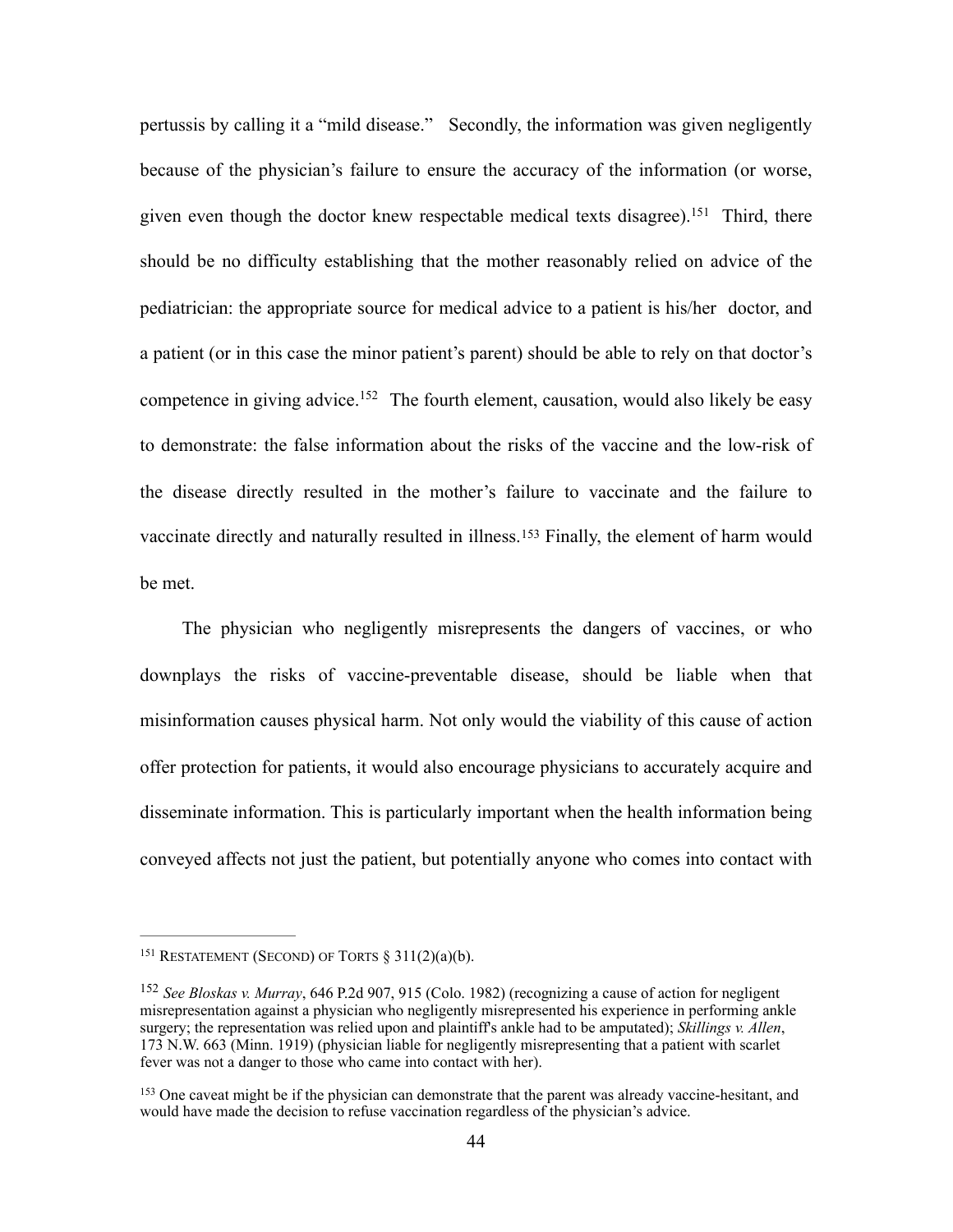pertussis by calling it a "mild disease." Secondly, the information was given negligently because of the physician's failure to ensure the accuracy of the information (or worse, given even though the doctor knew respectable medical texts disagree).[151] Third, there should be no difficulty establishing that the mother reasonably relied on advice of the pediatrician: the appropriate source for medical advice to a patient is his/her doctor, and a patient (or in this case the minor patient's parent) should be able to rely on that doctor's competence in giving advice.[152] The fourth element, causation, would also likely be easy to demonstrate: the false information about the risks of the vaccine and the low-risk of the disease directly resulted in the mother's failure to vaccinate and the failure to vaccinate directly and naturally resulted in illness.[153] Finally, the element of harm would be met.

The physician who negligently misrepresents the dangers of vaccines, or who downplays the risks of vaccine-preventable disease, should be liable when that misinformation causes physical harm. Not only would the viability of this cause of action offer protection for patients, it would also encourage physicians to accurately acquire and disseminate information. This is particularly important when the health information being conveyed affects not just the patient, but potentially anyone who comes into contact with

---

[151] RESTATEMENT (SECOND) OF TORTS § 311(2)(a)(b).

[152] *See Bloskas v. Murray*, 646 P.2d 907, 915 (Colo. 1982) (recognizing a cause of action for negligent misrepresentation against a physician who negligently misrepresented his experience in performing ankle surgery; the representation was relied upon and plaintiff's ankle had to be amputated); *Skillings v. Allen*, 173 N.W. 663 (Minn. 1919) (physician liable for negligently misrepresenting that a patient with scarlet fever was not a danger to those who came into contact with her).

[153] One caveat might be if the physician can demonstrate that the parent was already vaccine-hesitant, and would have made the decision to refuse vaccination regardless of the physician's advice.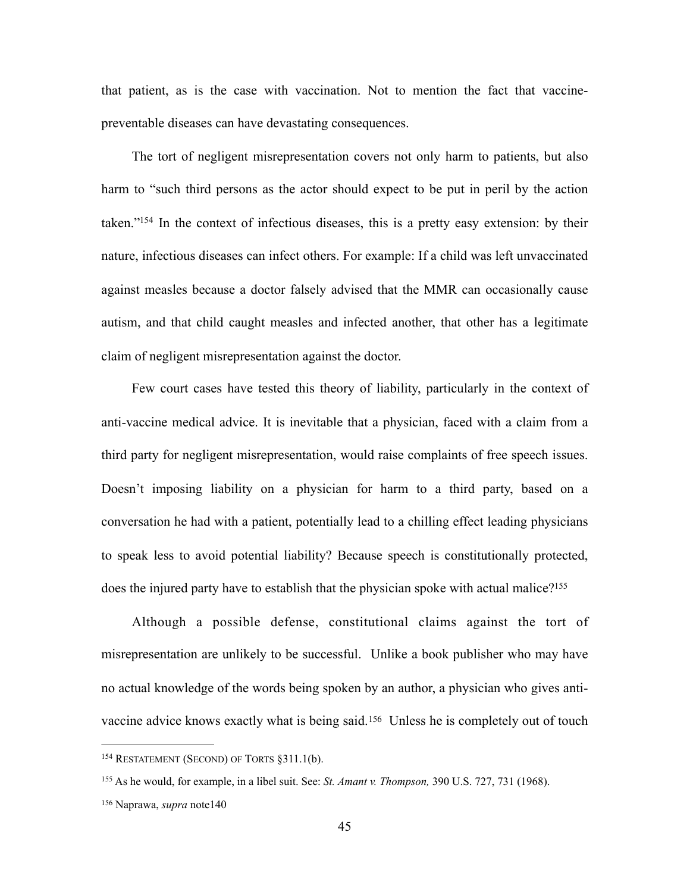that patient, as is the case with vaccination. Not to mention the fact that vaccine-preventable diseases can have devastating consequences.

The tort of negligent misrepresentation covers not only harm to patients, but also harm to "such third persons as the actor should expect to be put in peril by the action taken."[154] In the context of infectious diseases, this is a pretty easy extension: by their nature, infectious diseases can infect others. For example: If a child was left unvaccinated against measles because a doctor falsely advised that the MMR can occasionally cause autism, and that child caught measles and infected another, that other has a legitimate claim of negligent misrepresentation against the doctor.

Few court cases have tested this theory of liability, particularly in the context of anti-vaccine medical advice. It is inevitable that a physician, faced with a claim from a third party for negligent misrepresentation, would raise complaints of free speech issues. Doesn't imposing liability on a physician for harm to a third party, based on a conversation he had with a patient, potentially lead to a chilling effect leading physicians to speak less to avoid potential liability? Because speech is constitutionally protected, does the injured party have to establish that the physician spoke with actual malice?[155]

Although a possible defense, constitutional claims against the tort of misrepresentation are unlikely to be successful. Unlike a book publisher who may have no actual knowledge of the words being spoken by an author, a physician who gives anti-vaccine advice knows exactly what is being said.[156] Unless he is completely out of touch

---

[154] Restatement (Second) of Torts §311.1(b).

[155] As he would, for example, in a libel suit. See: *St. Amant v. Thompson,* 390 U.S. 727, 731 (1968).

[156] Naprawa, *supra* note140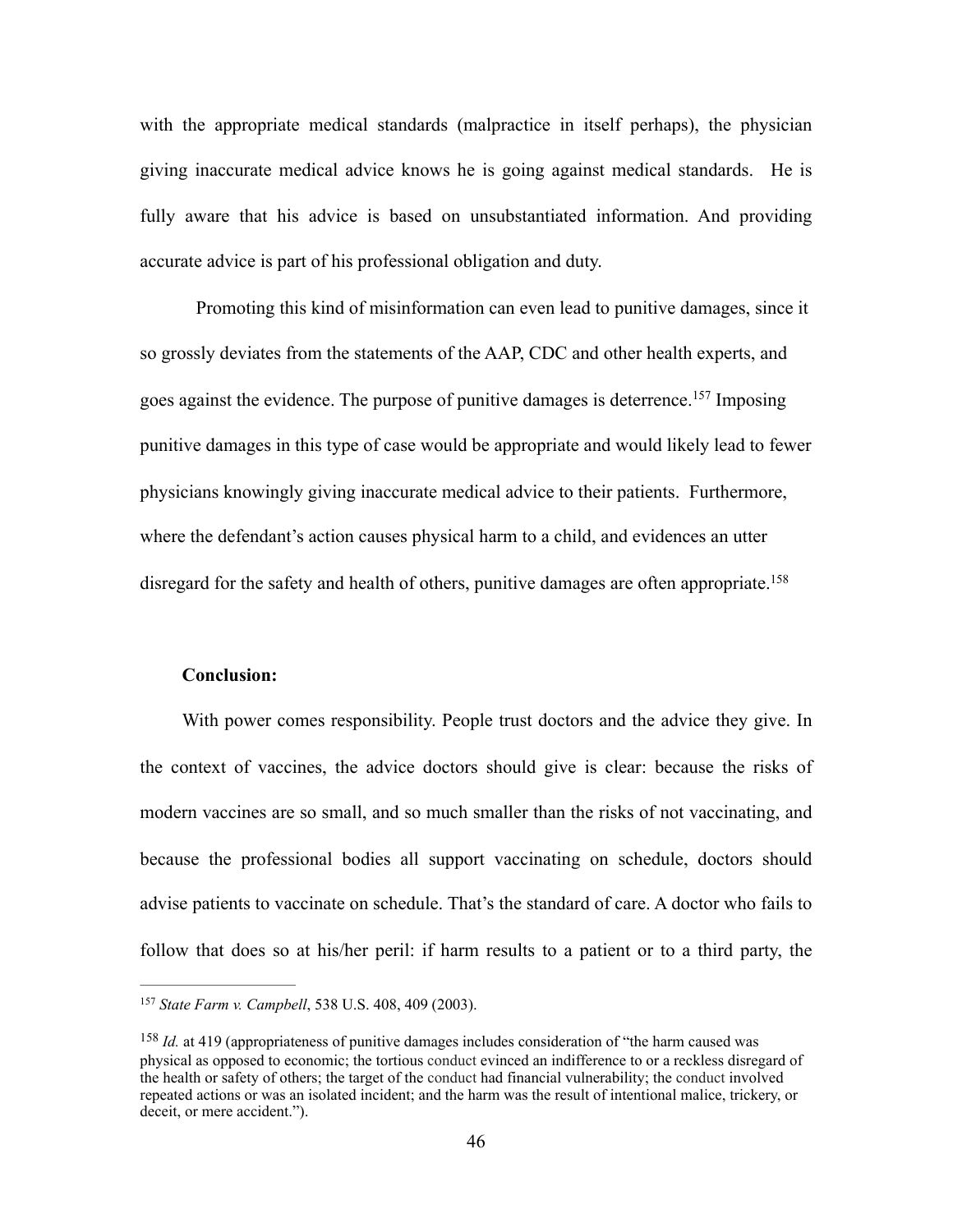with the appropriate medical standards (malpractice in itself perhaps), the physician giving inaccurate medical advice knows he is going against medical standards. He is fully aware that his advice is based on unsubstantiated information. And providing accurate advice is part of his professional obligation and duty.

Promoting this kind of misinformation can even lead to punitive damages, since it so grossly deviates from the statements of the AAP, CDC and other health experts, and goes against the evidence. The purpose of punitive damages is deterrence.[157] Imposing punitive damages in this type of case would be appropriate and would likely lead to fewer physicians knowingly giving inaccurate medical advice to their patients. Furthermore, where the defendant's action causes physical harm to a child, and evidences an utter disregard for the safety and health of others, punitive damages are often appropriate.[158]

**Conclusion:**

With power comes responsibility. People trust doctors and the advice they give. In the context of vaccines, the advice doctors should give is clear: because the risks of modern vaccines are so small, and so much smaller than the risks of not vaccinating, and because the professional bodies all support vaccinating on schedule, doctors should advise patients to vaccinate on schedule. That's the standard of care. A doctor who fails to follow that does so at his/her peril: if harm results to a patient or to a third party, the

---

[157] *State Farm v. Campbell*, 538 U.S. 408, 409 (2003).

[158] *Id.* at 419 (appropriateness of punitive damages includes consideration of "the harm caused was physical as opposed to economic; the tortious conduct evinced an indifference to or a reckless disregard of the health or safety of others; the target of the conduct had financial vulnerability; the conduct involved repeated actions or was an isolated incident; and the harm was the result of intentional malice, trickery, or deceit, or mere accident.").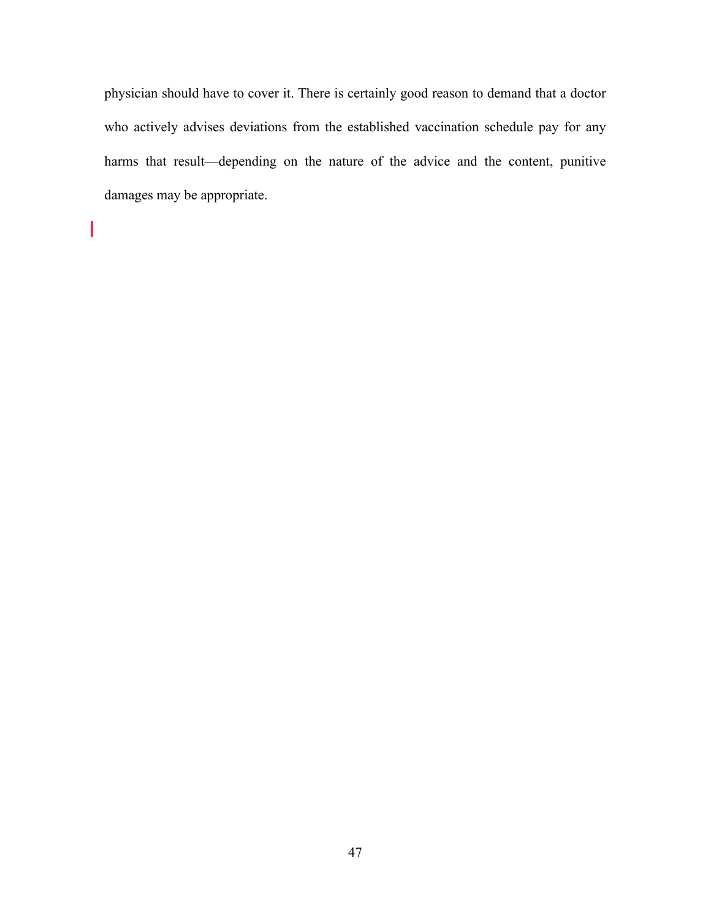physician should have to cover it. There is certainly good reason to demand that a doctor who actively advises deviations from the established vaccination schedule pay for any harms that result—depending on the nature of the advice and the content, punitive damages may be appropriate.